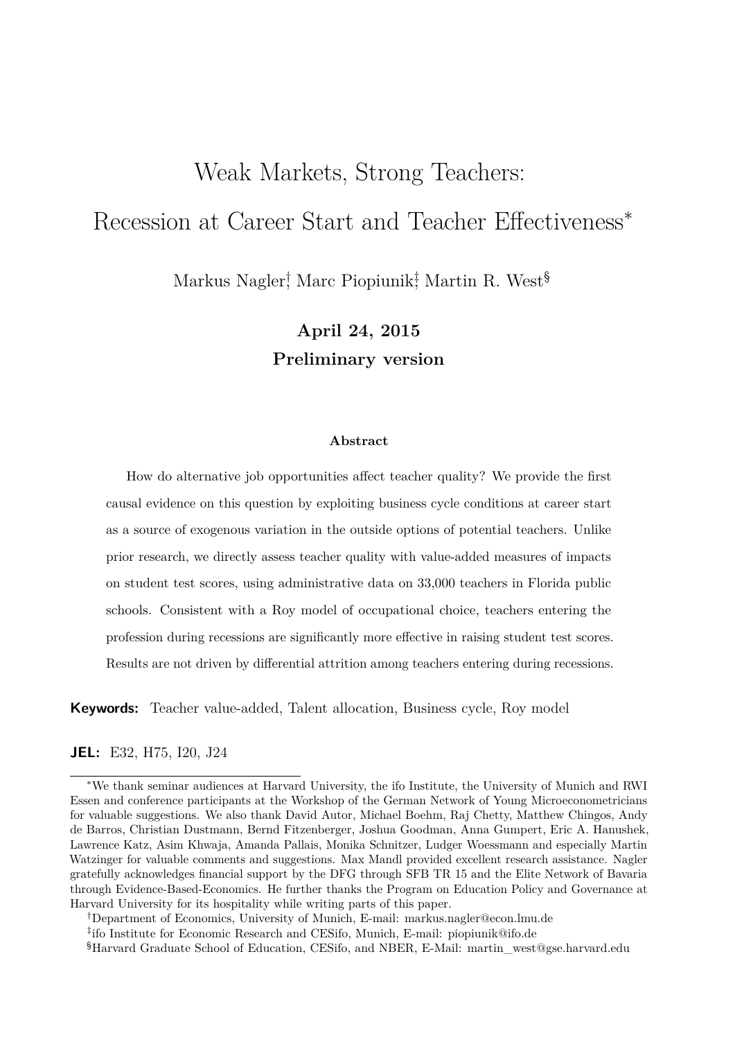# Weak Markets, Strong Teachers: Recession at Career Start and Teacher Effectiveness*

Markus Nagler[†], Marc Piopiunik[‡], Martin R. West[§]

**April 24, 2015**

**Preliminary version**

#### Abstract

How do alternative job opportunities affect teacher quality? We provide the first causal evidence on this question by exploiting business cycle conditions at career start as a source of exogenous variation in the outside options of potential teachers. Unlike prior research, we directly assess teacher quality with value-added measures of impacts on student test scores, using administrative data on 33,000 teachers in Florida public schools. Consistent with a Roy model of occupational choice, teachers entering the profession during recessions are significantly more effective in raising student test scores. Results are not driven by differential attrition among teachers entering during recessions.

**Keywords:** Teacher value-added, Talent allocation, Business cycle, Roy model

**JEL:** E32, H75, I20, J24

---

*We thank seminar audiences at Harvard University, the ifo Institute, the University of Munich and RWI Essen and conference participants at the Workshop of the German Network of Young Microeconometricians for valuable suggestions. We also thank David Autor, Michael Boehm, Raj Chetty, Matthew Chingos, Andy de Barros, Christian Dustmann, Bernd Fitzenberger, Joshua Goodman, Anna Gumpert, Eric A. Hanushek, Lawrence Katz, Asim Khwaja, Amanda Pallais, Monika Schnitzer, Ludger Woessmann and especially Martin Watzinger for valuable comments and suggestions. Max Mandl provided excellent research assistance. Nagler gratefully acknowledges financial support by the DFG through SFB TR 15 and the Elite Network of Bavaria through Evidence-Based-Economics. He further thanks the Program on Education Policy and Governance at Harvard University for its hospitality while writing parts of this paper.

[†]Department of Economics, University of Munich, E-mail: markus.nagler@econ.lmu.de

[‡]ifo Institute for Economic Research and CESifo, Munich, E-mail: piopiunik@ifo.de

[§]Harvard Graduate School of Education, CESifo, and NBER, E-Mail: martin_west@gse.harvard.edu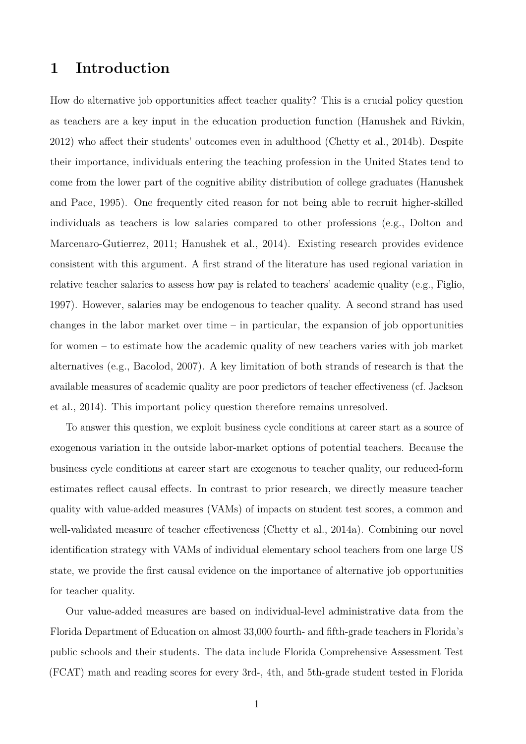# 1 Introduction

How do alternative job opportunities affect teacher quality? This is a crucial policy question as teachers are a key input in the education production function (Hanushek and Rivkin, 2012) who affect their students' outcomes even in adulthood (Chetty et al., 2014b). Despite their importance, individuals entering the teaching profession in the United States tend to come from the lower part of the cognitive ability distribution of college graduates (Hanushek and Pace, 1995). One frequently cited reason for not being able to recruit higher-skilled individuals as teachers is low salaries compared to other professions (e.g., Dolton and Marcenaro-Gutierrez, 2011; Hanushek et al., 2014). Existing research provides evidence consistent with this argument. A first strand of the literature has used regional variation in relative teacher salaries to assess how pay is related to teachers' academic quality (e.g., Figlio, 1997). However, salaries may be endogenous to teacher quality. A second strand has used changes in the labor market over time – in particular, the expansion of job opportunities for women – to estimate how the academic quality of new teachers varies with job market alternatives (e.g., Bacolod, 2007). A key limitation of both strands of research is that the available measures of academic quality are poor predictors of teacher effectiveness (cf. Jackson et al., 2014). This important policy question therefore remains unresolved.

To answer this question, we exploit business cycle conditions at career start as a source of exogenous variation in the outside labor-market options of potential teachers. Because the business cycle conditions at career start are exogenous to teacher quality, our reduced-form estimates reflect causal effects. In contrast to prior research, we directly measure teacher quality with value-added measures (VAMs) of impacts on student test scores, a common and well-validated measure of teacher effectiveness (Chetty et al., 2014a). Combining our novel identification strategy with VAMs of individual elementary school teachers from one large US state, we provide the first causal evidence on the importance of alternative job opportunities for teacher quality.

Our value-added measures are based on individual-level administrative data from the Florida Department of Education on almost 33,000 fourth- and fifth-grade teachers in Florida's public schools and their students. The data include Florida Comprehensive Assessment Test (FCAT) math and reading scores for every 3rd-, 4th, and 5th-grade student tested in Florida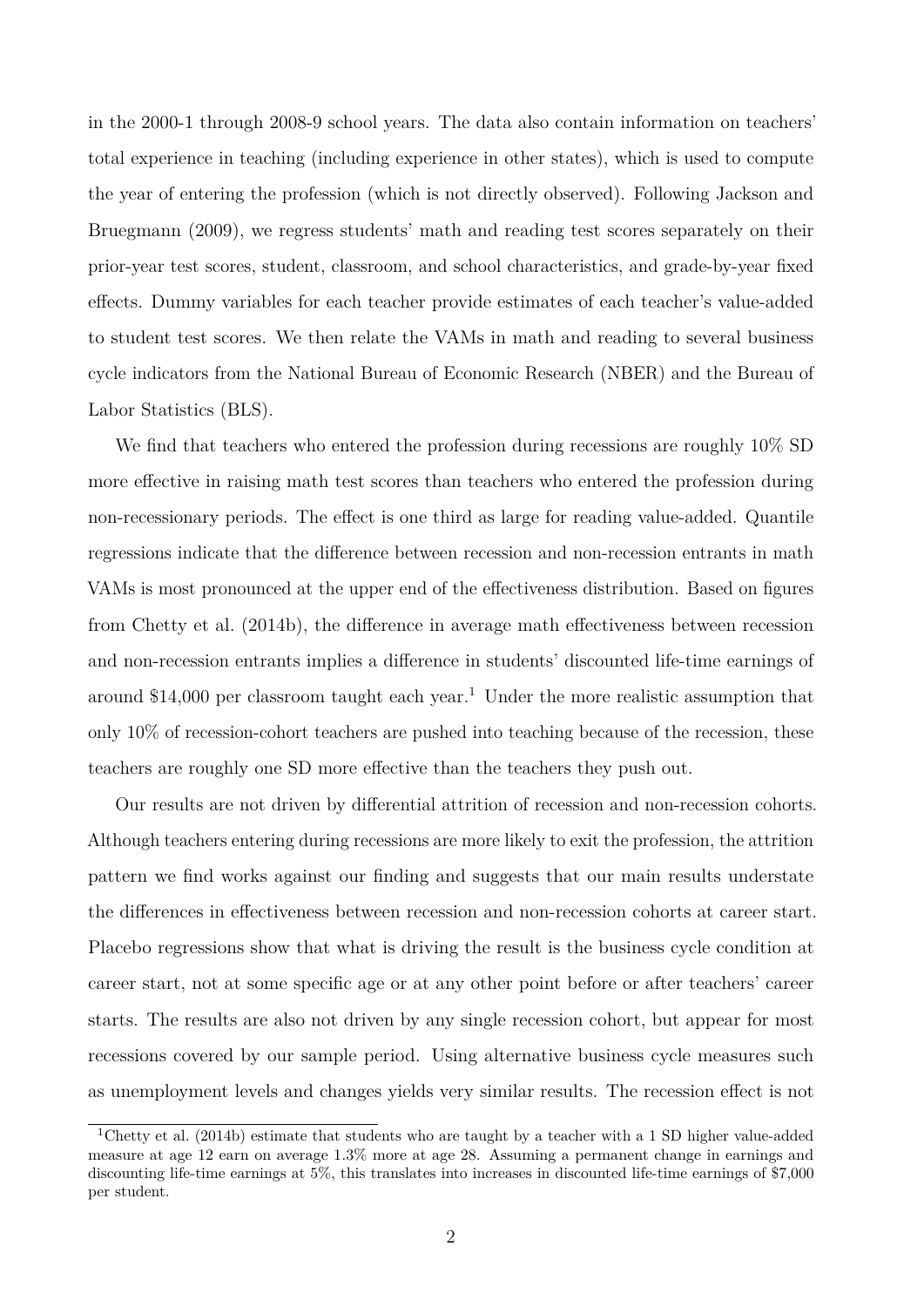in the 2000-1 through 2008-9 school years. The data also contain information on teachers' total experience in teaching (including experience in other states), which is used to compute the year of entering the profession (which is not directly observed). Following Jackson and Bruegmann (2009), we regress students' math and reading test scores separately on their prior-year test scores, student, classroom, and school characteristics, and grade-by-year fixed effects. Dummy variables for each teacher provide estimates of each teacher's value-added to student test scores. We then relate the VAMs in math and reading to several business cycle indicators from the National Bureau of Economic Research (NBER) and the Bureau of Labor Statistics (BLS).

We find that teachers who entered the profession during recessions are roughly 10% SD more effective in raising math test scores than teachers who entered the profession during non-recessionary periods. The effect is one third as large for reading value-added. Quantile regressions indicate that the difference between recession and non-recession entrants in math VAMs is most pronounced at the upper end of the effectiveness distribution. Based on figures from Chetty et al. (2014b), the difference in average math effectiveness between recession and non-recession entrants implies a difference in students' discounted life-time earnings of around \$14,000 per classroom taught each year.[1] Under the more realistic assumption that only 10% of recession-cohort teachers are pushed into teaching because of the recession, these teachers are roughly one SD more effective than the teachers they push out.

Our results are not driven by differential attrition of recession and non-recession cohorts. Although teachers entering during recessions are more likely to exit the profession, the attrition pattern we find works against our finding and suggests that our main results understate the differences in effectiveness between recession and non-recession cohorts at career start. Placebo regressions show that what is driving the result is the business cycle condition at career start, not at some specific age or at any other point before or after teachers' career starts. The results are also not driven by any single recession cohort, but appear for most recessions covered by our sample period. Using alternative business cycle measures such as unemployment levels and changes yields very similar results. The recession effect is not

[1] Chetty et al. (2014b) estimate that students who are taught by a teacher with a 1 SD higher value-added measure at age 12 earn on average 1.3% more at age 28. Assuming a permanent change in earnings and discounting life-time earnings at 5%, this translates into increases in discounted life-time earnings of \$7,000 per student.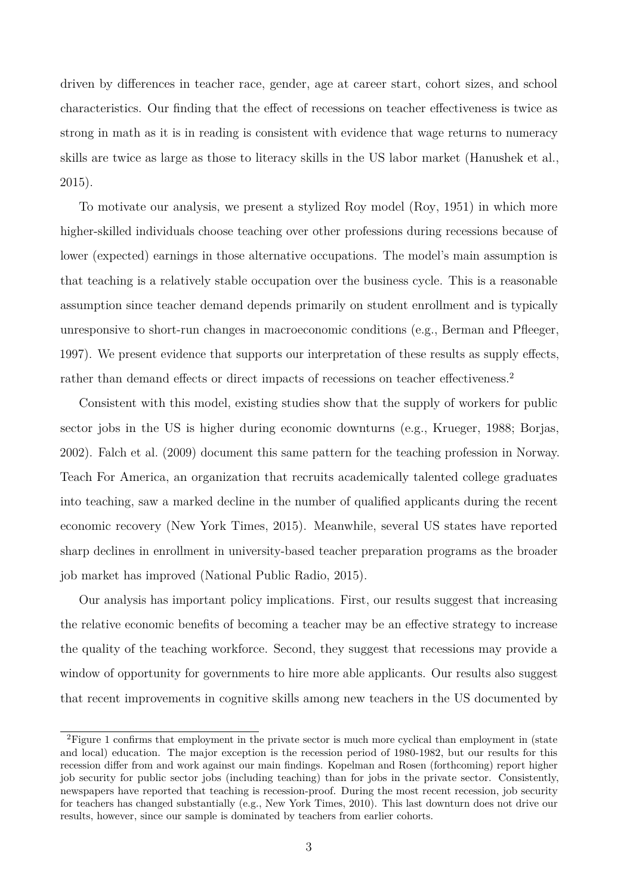driven by differences in teacher race, gender, age at career start, cohort sizes, and school characteristics. Our finding that the effect of recessions on teacher effectiveness is twice as strong in math as it is in reading is consistent with evidence that wage returns to numeracy skills are twice as large as those to literacy skills in the US labor market (Hanushek et al., 2015).

To motivate our analysis, we present a stylized Roy model (Roy, 1951) in which more higher-skilled individuals choose teaching over other professions during recessions because of lower (expected) earnings in those alternative occupations. The model's main assumption is that teaching is a relatively stable occupation over the business cycle. This is a reasonable assumption since teacher demand depends primarily on student enrollment and is typically unresponsive to short-run changes in macroeconomic conditions (e.g., Berman and Pfleeger, 1997). We present evidence that supports our interpretation of these results as supply effects, rather than demand effects or direct impacts of recessions on teacher effectiveness.[2]

Consistent with this model, existing studies show that the supply of workers for public sector jobs in the US is higher during economic downturns (e.g., Krueger, 1988; Borjas, 2002). Falch et al. (2009) document this same pattern for the teaching profession in Norway. Teach For America, an organization that recruits academically talented college graduates into teaching, saw a marked decline in the number of qualified applicants during the recent economic recovery (New York Times, 2015). Meanwhile, several US states have reported sharp declines in enrollment in university-based teacher preparation programs as the broader job market has improved (National Public Radio, 2015).

Our analysis has important policy implications. First, our results suggest that increasing the relative economic benefits of becoming a teacher may be an effective strategy to increase the quality of the teaching workforce. Second, they suggest that recessions may provide a window of opportunity for governments to hire more able applicants. Our results also suggest that recent improvements in cognitive skills among new teachers in the US documented by

[2]Figure 1 confirms that employment in the private sector is much more cyclical than employment in (state and local) education. The major exception is the recession period of 1980-1982, but our results for this recession differ from and work against our main findings. Kopelman and Rosen (forthcoming) report higher job security for public sector jobs (including teaching) than for jobs in the private sector. Consistently, newspapers have reported that teaching is recession-proof. During the most recent recession, job security for teachers has changed substantially (e.g., New York Times, 2010). This last downturn does not drive our results, however, since our sample is dominated by teachers from earlier cohorts.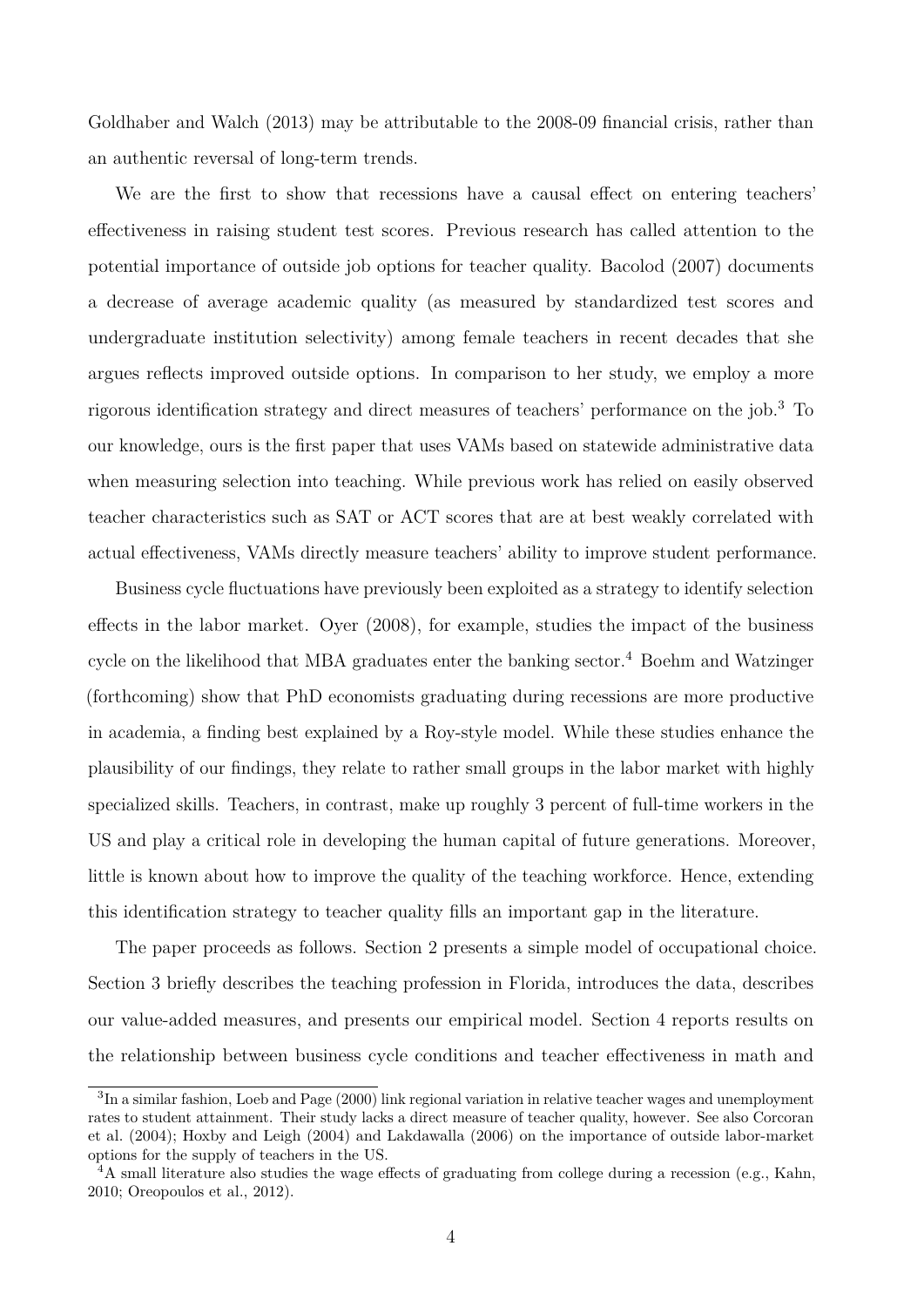Goldhaber and Walch (2013) may be attributable to the 2008-09 financial crisis, rather than an authentic reversal of long-term trends.

We are the first to show that recessions have a causal effect on entering teachers' effectiveness in raising student test scores. Previous research has called attention to the potential importance of outside job options for teacher quality. Bacolod (2007) documents a decrease of average academic quality (as measured by standardized test scores and undergraduate institution selectivity) among female teachers in recent decades that she argues reflects improved outside options. In comparison to her study, we employ a more rigorous identification strategy and direct measures of teachers' performance on the job.[3] To our knowledge, ours is the first paper that uses VAMs based on statewide administrative data when measuring selection into teaching. While previous work has relied on easily observed teacher characteristics such as SAT or ACT scores that are at best weakly correlated with actual effectiveness, VAMs directly measure teachers' ability to improve student performance.

Business cycle fluctuations have previously been exploited as a strategy to identify selection effects in the labor market. Oyer (2008), for example, studies the impact of the business cycle on the likelihood that MBA graduates enter the banking sector.[4] Boehm and Watzinger (forthcoming) show that PhD economists graduating during recessions are more productive in academia, a finding best explained by a Roy-style model. While these studies enhance the plausibility of our findings, they relate to rather small groups in the labor market with highly specialized skills. Teachers, in contrast, make up roughly 3 percent of full-time workers in the US and play a critical role in developing the human capital of future generations. Moreover, little is known about how to improve the quality of the teaching workforce. Hence, extending this identification strategy to teacher quality fills an important gap in the literature.

The paper proceeds as follows. Section 2 presents a simple model of occupational choice. Section 3 briefly describes the teaching profession in Florida, introduces the data, describes our value-added measures, and presents our empirical model. Section 4 reports results on the relationship between business cycle conditions and teacher effectiveness in math and

[3] In a similar fashion, Loeb and Page (2000) link regional variation in relative teacher wages and unemployment rates to student attainment. Their study lacks a direct measure of teacher quality, however. See also Corcoran et al. (2004); Hoxby and Leigh (2004) and Lakdawalla (2006) on the importance of outside labor-market options for the supply of teachers in the US.

[4] A small literature also studies the wage effects of graduating from college during a recession (e.g., Kahn, 2010; Oreopoulos et al., 2012).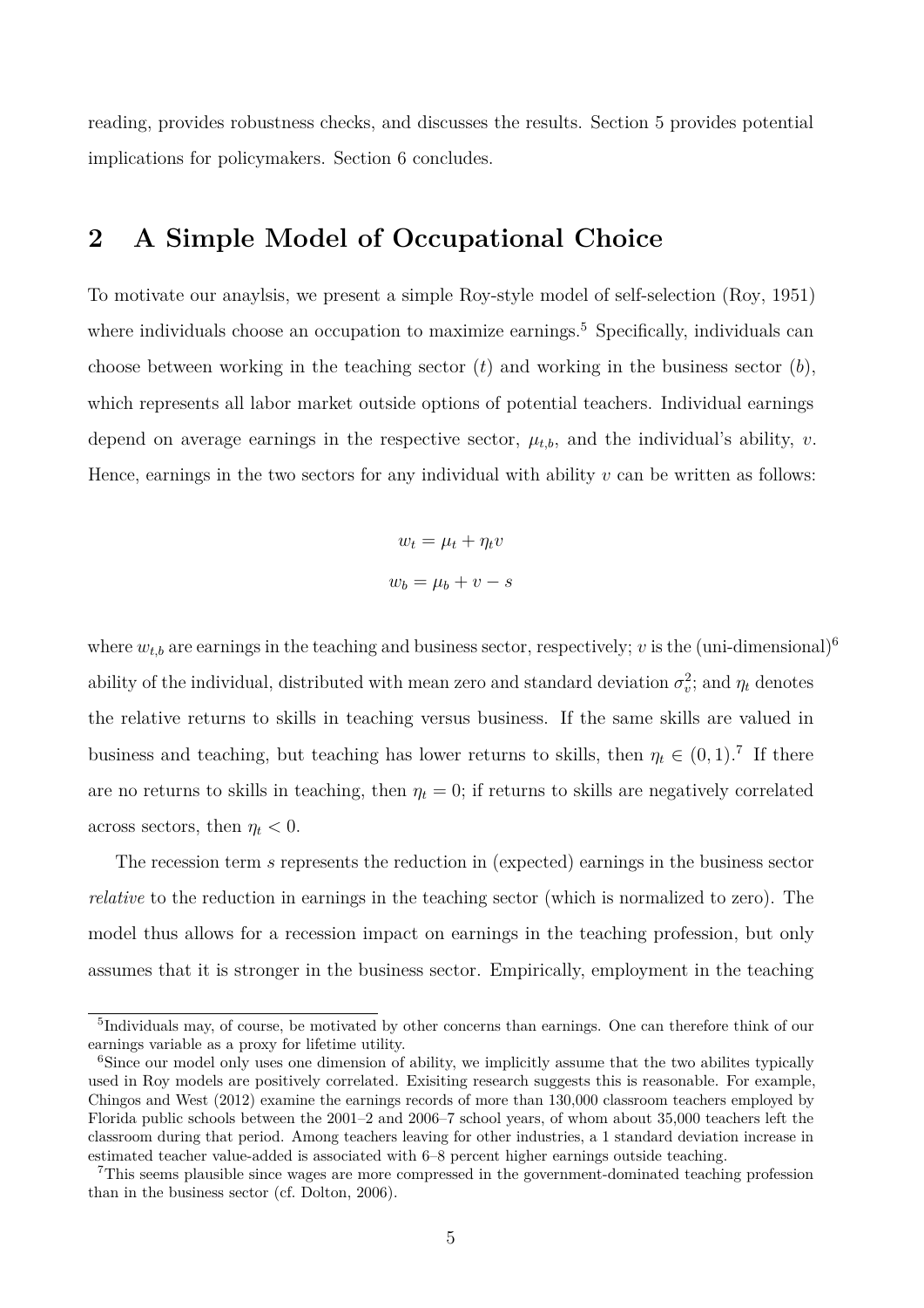reading, provides robustness checks, and discusses the results. Section 5 provides potential implications for policymakers. Section 6 concludes.

## 2 A Simple Model of Occupational Choice

To motivate our anaylsis, we present a simple Roy-style model of self-selection (Roy, 1951) where individuals choose an occupation to maximize earnings.[5] Specifically, individuals can choose between working in the teaching sector ($t$) and working in the business sector ($b$), which represents all labor market outside options of potential teachers. Individual earnings depend on average earnings in the respective sector, $\mu_{t,b}$, and the individual's ability, $v$. Hence, earnings in the two sectors for any individual with ability $v$ can be written as follows:

$$w_t = \mu_t + \eta_t v$$

$$w_b = \mu_b + v - s$$

where $w_{t,b}$ are earnings in the teaching and business sector, respectively; $v$ is the (uni-dimensional)[6] ability of the individual, distributed with mean zero and standard deviation $\sigma_v^2$; and $\eta_t$ denotes the relative returns to skills in teaching versus business. If the same skills are valued in business and teaching, but teaching has lower returns to skills, then $\eta_t \in (0, 1)$.[7] If there are no returns to skills in teaching, then $\eta_t = 0$; if returns to skills are negatively correlated across sectors, then $\eta_t < 0$.

The recession term $s$ represents the reduction in (expected) earnings in the business sector *relative* to the reduction in earnings in the teaching sector (which is normalized to zero). The model thus allows for a recession impact on earnings in the teaching profession, but only assumes that it is stronger in the business sector. Empirically, employment in the teaching

[5] Individuals may, of course, be motivated by other concerns than earnings. One can therefore think of our earnings variable as a proxy for lifetime utility.

[6] Since our model only uses one dimension of ability, we implicitly assume that the two abilites typically used in Roy models are positively correlated. Exisiting research suggests this is reasonable. For example, Chingos and West (2012) examine the earnings records of more than 130,000 classroom teachers employed by Florida public schools between the 2001–2 and 2006–7 school years, of whom about 35,000 teachers left the classroom during that period. Among teachers leaving for other industries, a 1 standard deviation increase in estimated teacher value-added is associated with 6–8 percent higher earnings outside teaching.

[7] This seems plausible since wages are more compressed in the government-dominated teaching profession than in the business sector (cf. Dolton, 2006).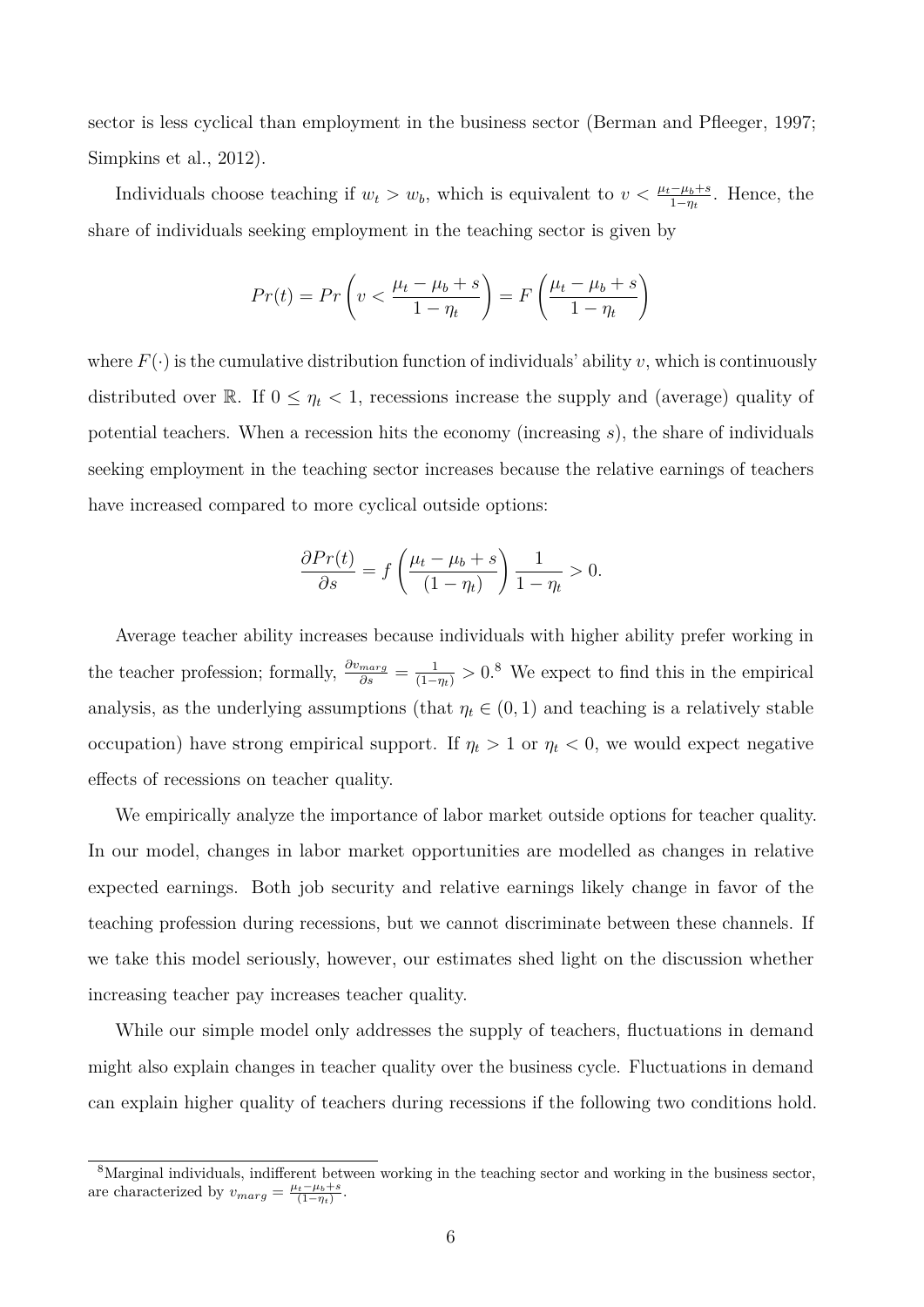sector is less cyclical than employment in the business sector (Berman and Pfleeger, 1997; Simpkins et al., 2012).

Individuals choose teaching if $w_t > w_b$, which is equivalent to $v < \frac{\mu_t - \mu_b + s}{1-\eta_t}$. Hence, the share of individuals seeking employment in the teaching sector is given by

$$Pr(t) = Pr\left(v < \frac{\mu_t - \mu_b + s}{1 - \eta_t}\right) = F\left(\frac{\mu_t - \mu_b + s}{1 - \eta_t}\right)$$

where $F(\cdot)$ is the cumulative distribution function of individuals' ability $v$, which is continuously distributed over $\mathbb{R}$. If $0 \leq \eta_t < 1$, recessions increase the supply and (average) quality of potential teachers. When a recession hits the economy (increasing $s$), the share of individuals seeking employment in the teaching sector increases because the relative earnings of teachers have increased compared to more cyclical outside options:

$$\frac{\partial Pr(t)}{\partial s} = f\left(\frac{\mu_t - \mu_b + s}{(1 - \eta_t)}\right)\frac{1}{1 - \eta_t} > 0.$$

Average teacher ability increases because individuals with higher ability prefer working in the teacher profession; formally, $\frac{\partial v_{marg}}{\partial s} = \frac{1}{(1-\eta_t)} > 0$.[8] We expect to find this in the empirical analysis, as the underlying assumptions (that $\eta_t \in (0,1)$ and teaching is a relatively stable occupation) have strong empirical support. If $\eta_t > 1$ or $\eta_t < 0$, we would expect negative effects of recessions on teacher quality.

We empirically analyze the importance of labor market outside options for teacher quality. In our model, changes in labor market opportunities are modelled as changes in relative expected earnings. Both job security and relative earnings likely change in favor of the teaching profession during recessions, but we cannot discriminate between these channels. If we take this model seriously, however, our estimates shed light on the discussion whether increasing teacher pay increases teacher quality.

While our simple model only addresses the supply of teachers, fluctuations in demand might also explain changes in teacher quality over the business cycle. Fluctuations in demand can explain higher quality of teachers during recessions if the following two conditions hold.

[8] Marginal individuals, indifferent between working in the teaching sector and working in the business sector, are characterized by $v_{marg} = \frac{\mu_t - \mu_b + s}{(1-\eta_t)}$.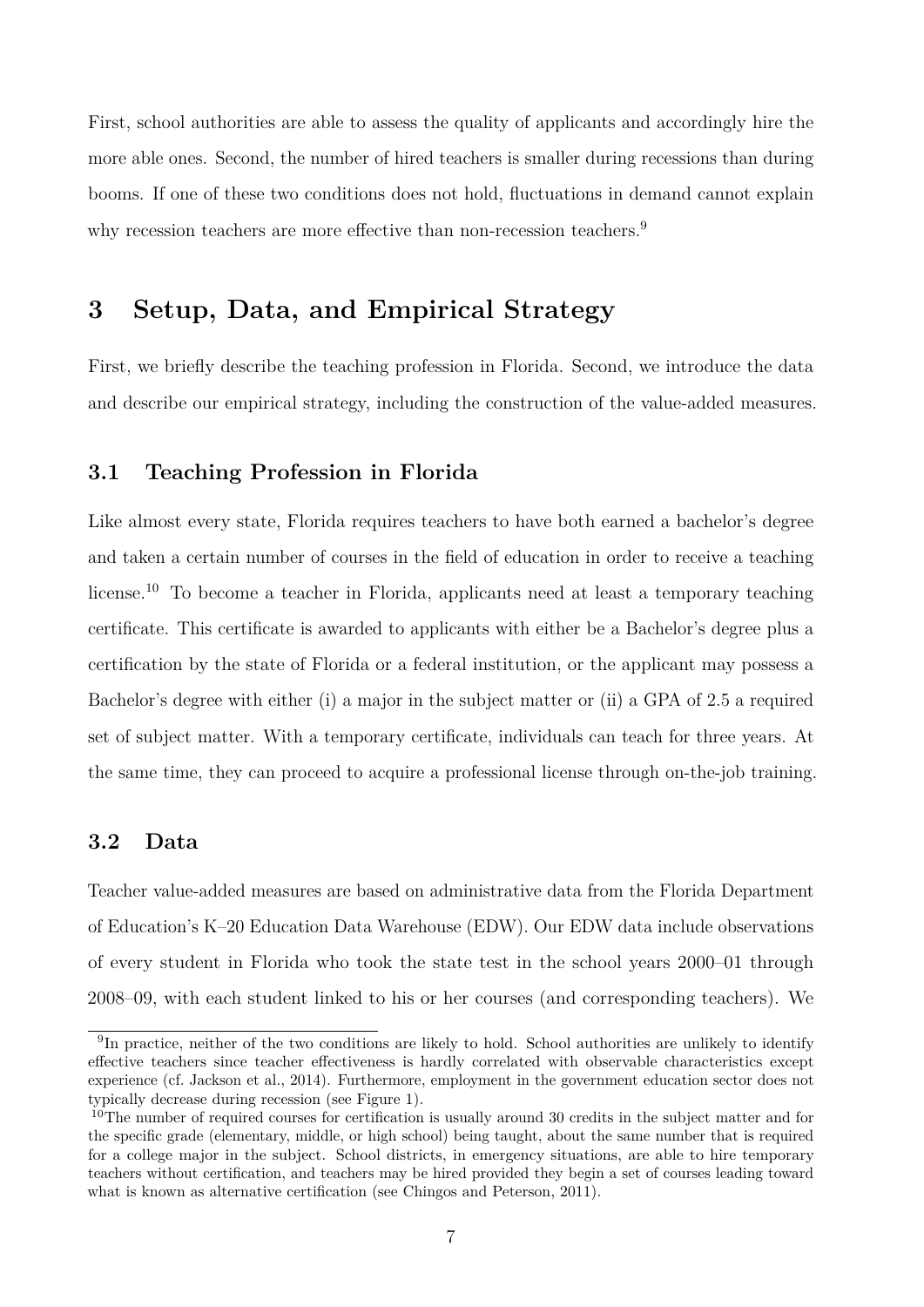First, school authorities are able to assess the quality of applicants and accordingly hire the more able ones. Second, the number of hired teachers is smaller during recessions than during booms. If one of these two conditions does not hold, fluctuations in demand cannot explain why recession teachers are more effective than non-recession teachers.[9]

# 3 Setup, Data, and Empirical Strategy

First, we briefly describe the teaching profession in Florida. Second, we introduce the data and describe our empirical strategy, including the construction of the value-added measures.

## 3.1 Teaching Profession in Florida

Like almost every state, Florida requires teachers to have both earned a bachelor's degree and taken a certain number of courses in the field of education in order to receive a teaching license.[10] To become a teacher in Florida, applicants need at least a temporary teaching certificate. This certificate is awarded to applicants with either be a Bachelor's degree plus a certification by the state of Florida or a federal institution, or the applicant may possess a Bachelor's degree with either (i) a major in the subject matter or (ii) a GPA of 2.5 a required set of subject matter. With a temporary certificate, individuals can teach for three years. At the same time, they can proceed to acquire a professional license through on-the-job training.

## 3.2 Data

Teacher value-added measures are based on administrative data from the Florida Department of Education's K–20 Education Data Warehouse (EDW). Our EDW data include observations of every student in Florida who took the state test in the school years 2000–01 through 2008–09, with each student linked to his or her courses (and corresponding teachers). We

[9] In practice, neither of the two conditions are likely to hold. School authorities are unlikely to identify effective teachers since teacher effectiveness is hardly correlated with observable characteristics except experience (cf. Jackson et al., 2014). Furthermore, employment in the government education sector does not typically decrease during recession (see Figure 1).

[10] The number of required courses for certification is usually around 30 credits in the subject matter and for the specific grade (elementary, middle, or high school) being taught, about the same number that is required for a college major in the subject. School districts, in emergency situations, are able to hire temporary teachers without certification, and teachers may be hired provided they begin a set of courses leading toward what is known as alternative certification (see Chingos and Peterson, 2011).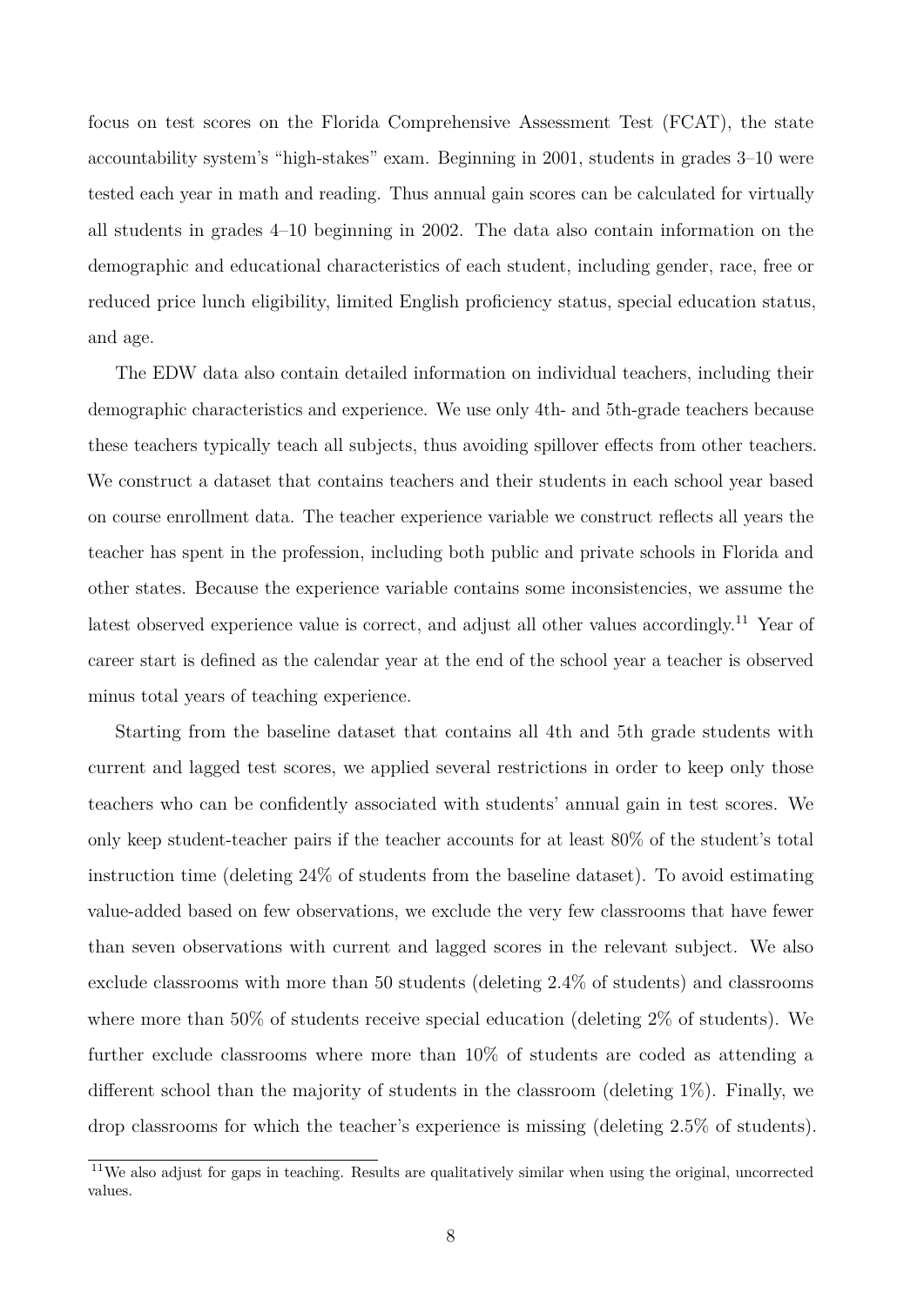focus on test scores on the Florida Comprehensive Assessment Test (FCAT), the state accountability system's "high-stakes" exam. Beginning in 2001, students in grades 3–10 were tested each year in math and reading. Thus annual gain scores can be calculated for virtually all students in grades 4–10 beginning in 2002. The data also contain information on the demographic and educational characteristics of each student, including gender, race, free or reduced price lunch eligibility, limited English proficiency status, special education status, and age.

The EDW data also contain detailed information on individual teachers, including their demographic characteristics and experience. We use only 4th- and 5th-grade teachers because these teachers typically teach all subjects, thus avoiding spillover effects from other teachers. We construct a dataset that contains teachers and their students in each school year based on course enrollment data. The teacher experience variable we construct reflects all years the teacher has spent in the profession, including both public and private schools in Florida and other states. Because the experience variable contains some inconsistencies, we assume the latest observed experience value is correct, and adjust all other values accordingly.[11] Year of career start is defined as the calendar year at the end of the school year a teacher is observed minus total years of teaching experience.

Starting from the baseline dataset that contains all 4th and 5th grade students with current and lagged test scores, we applied several restrictions in order to keep only those teachers who can be confidently associated with students' annual gain in test scores. We only keep student-teacher pairs if the teacher accounts for at least 80% of the student's total instruction time (deleting 24% of students from the baseline dataset). To avoid estimating value-added based on few observations, we exclude the very few classrooms that have fewer than seven observations with current and lagged scores in the relevant subject. We also exclude classrooms with more than 50 students (deleting 2.4% of students) and classrooms where more than 50% of students receive special education (deleting 2% of students). We further exclude classrooms where more than 10% of students are coded as attending a different school than the majority of students in the classroom (deleting 1%). Finally, we drop classrooms for which the teacher's experience is missing (deleting 2.5% of students).

[11] We also adjust for gaps in teaching. Results are qualitatively similar when using the original, uncorrected values.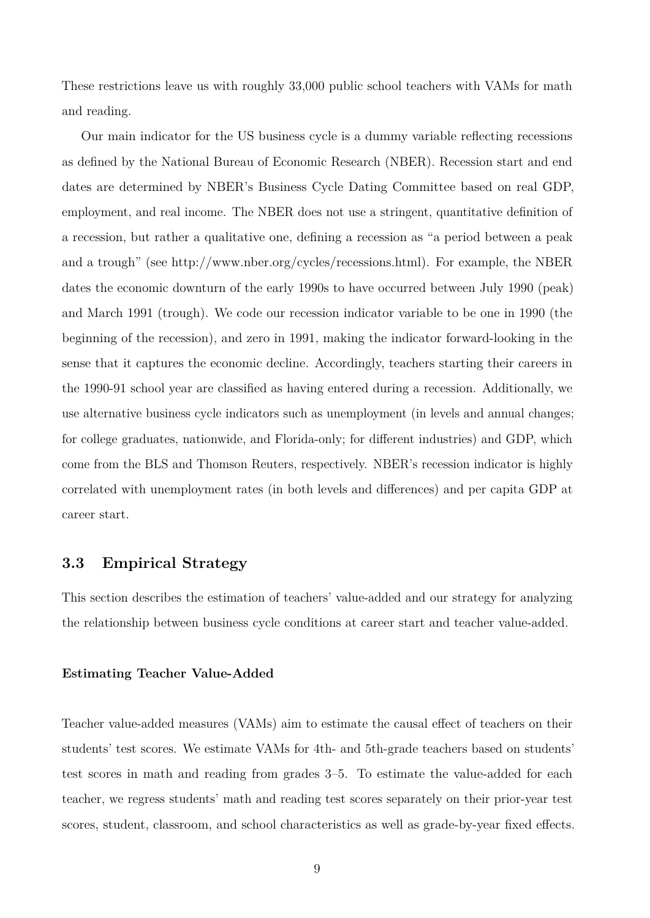These restrictions leave us with roughly 33,000 public school teachers with VAMs for math and reading.

Our main indicator for the US business cycle is a dummy variable reflecting recessions as defined by the National Bureau of Economic Research (NBER). Recession start and end dates are determined by NBER's Business Cycle Dating Committee based on real GDP, employment, and real income. The NBER does not use a stringent, quantitative definition of a recession, but rather a qualitative one, defining a recession as "a period between a peak and a trough" (see http://www.nber.org/cycles/recessions.html). For example, the NBER dates the economic downturn of the early 1990s to have occurred between July 1990 (peak) and March 1991 (trough). We code our recession indicator variable to be one in 1990 (the beginning of the recession), and zero in 1991, making the indicator forward-looking in the sense that it captures the economic decline. Accordingly, teachers starting their careers in the 1990-91 school year are classified as having entered during a recession. Additionally, we use alternative business cycle indicators such as unemployment (in levels and annual changes; for college graduates, nationwide, and Florida-only; for different industries) and GDP, which come from the BLS and Thomson Reuters, respectively. NBER's recession indicator is highly correlated with unemployment rates (in both levels and differences) and per capita GDP at career start.

## 3.3 Empirical Strategy

This section describes the estimation of teachers' value-added and our strategy for analyzing the relationship between business cycle conditions at career start and teacher value-added.

#### Estimating Teacher Value-Added

Teacher value-added measures (VAMs) aim to estimate the causal effect of teachers on their students' test scores. We estimate VAMs for 4th- and 5th-grade teachers based on students' test scores in math and reading from grades 3–5. To estimate the value-added for each teacher, we regress students' math and reading test scores separately on their prior-year test scores, student, classroom, and school characteristics as well as grade-by-year fixed effects.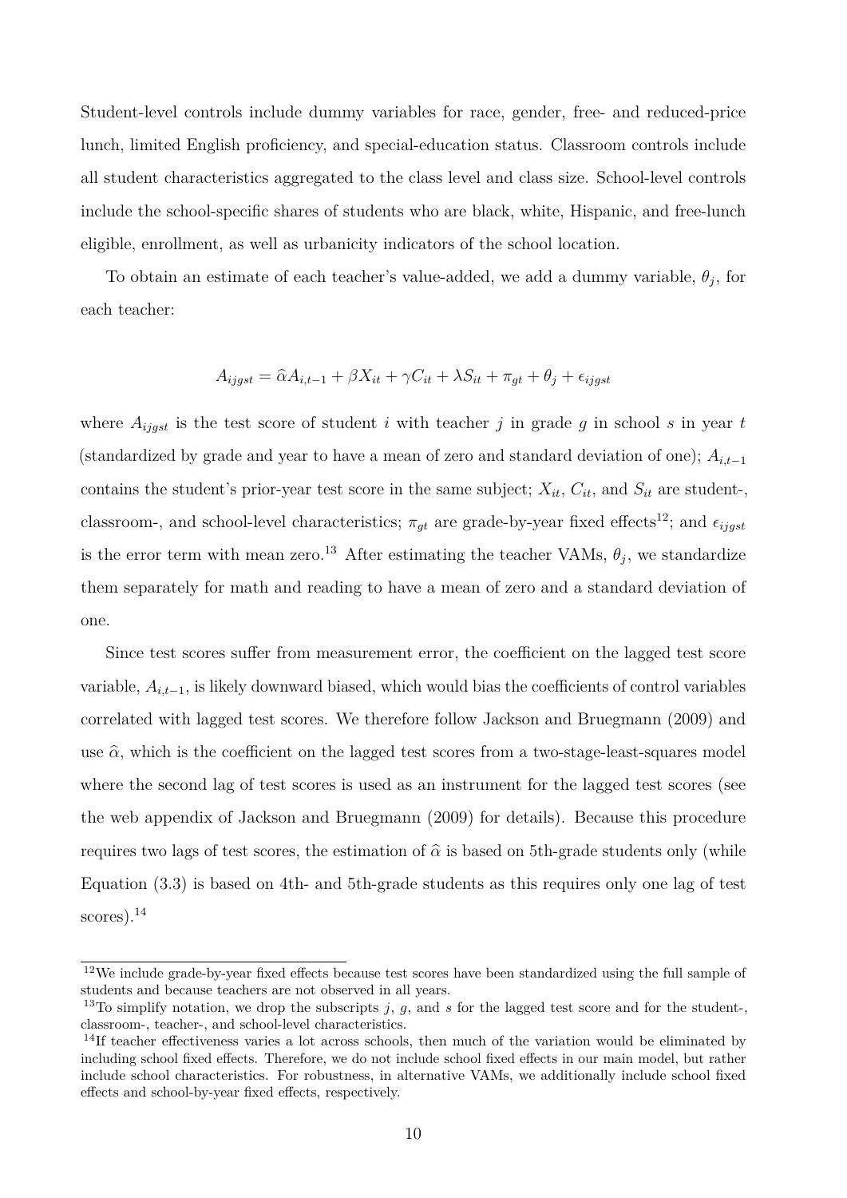Student-level controls include dummy variables for race, gender, free- and reduced-price lunch, limited English proficiency, and special-education status. Classroom controls include all student characteristics aggregated to the class level and class size. School-level controls include the school-specific shares of students who are black, white, Hispanic, and free-lunch eligible, enrollment, as well as urbanicity indicators of the school location.

To obtain an estimate of each teacher's value-added, we add a dummy variable, $\theta_j$, for each teacher:

$$A_{ijgst} = \widehat{\alpha} A_{i,t-1} + \beta X_{it} + \gamma C_{it} + \lambda S_{it} + \pi_{gt} + \theta_j + \epsilon_{ijgst}$$

where $A_{ijgst}$ is the test score of student $i$ with teacher $j$ in grade $g$ in school $s$ in year $t$ (standardized by grade and year to have a mean of zero and standard deviation of one); $A_{i,t-1}$ contains the student's prior-year test score in the same subject; $X_{it}$, $C_{it}$, and $S_{it}$ are student-, classroom-, and school-level characteristics; $\pi_{gt}$ are grade-by-year fixed effects[12]; and $\epsilon_{ijgst}$ is the error term with mean zero.[13] After estimating the teacher VAMs, $\theta_j$, we standardize them separately for math and reading to have a mean of zero and a standard deviation of one.

Since test scores suffer from measurement error, the coefficient on the lagged test score variable, $A_{i,t-1}$, is likely downward biased, which would bias the coefficients of control variables correlated with lagged test scores. We therefore follow Jackson and Bruegmann (2009) and use $\widehat{\alpha}$, which is the coefficient on the lagged test scores from a two-stage-least-squares model where the second lag of test scores is used as an instrument for the lagged test scores (see the web appendix of Jackson and Bruegmann (2009) for details). Because this procedure requires two lags of test scores, the estimation of $\widehat{\alpha}$ is based on 5th-grade students only (while Equation (3.3) is based on 4th- and 5th-grade students as this requires only one lag of test scores).[14]

[12] We include grade-by-year fixed effects because test scores have been standardized using the full sample of students and because teachers are not observed in all years.

[13] To simplify notation, we drop the subscripts $j$, $g$, and $s$ for the lagged test score and for the student-, classroom-, teacher-, and school-level characteristics.

[14] If teacher effectiveness varies a lot across schools, then much of the variation would be eliminated by including school fixed effects. Therefore, we do not include school fixed effects in our main model, but rather include school characteristics. For robustness, in alternative VAMs, we additionally include school fixed effects and school-by-year fixed effects, respectively.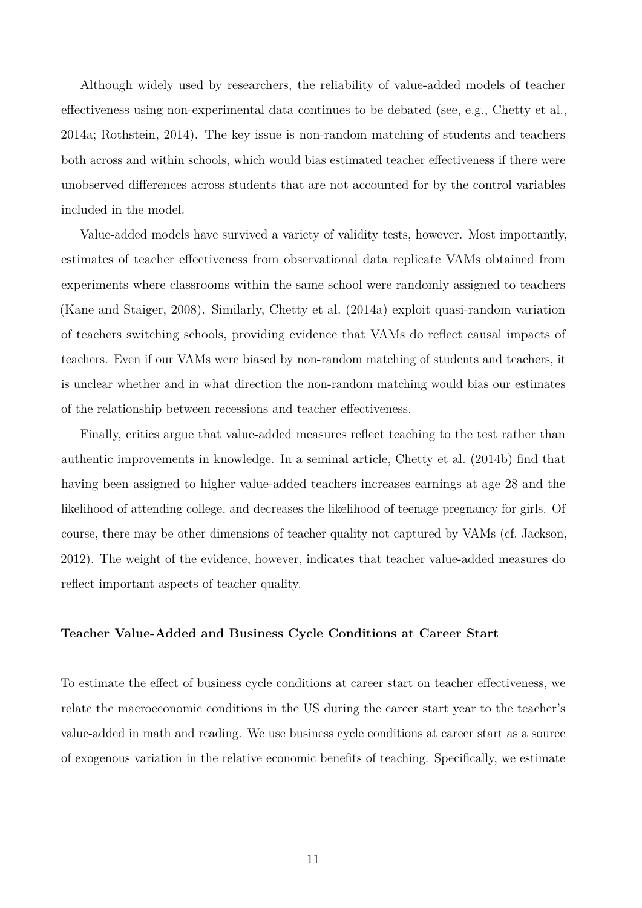Although widely used by researchers, the reliability of value-added models of teacher effectiveness using non-experimental data continues to be debated (see, e.g., Chetty et al., 2014a; Rothstein, 2014). The key issue is non-random matching of students and teachers both across and within schools, which would bias estimated teacher effectiveness if there were unobserved differences across students that are not accounted for by the control variables included in the model.

Value-added models have survived a variety of validity tests, however. Most importantly, estimates of teacher effectiveness from observational data replicate VAMs obtained from experiments where classrooms within the same school were randomly assigned to teachers (Kane and Staiger, 2008). Similarly, Chetty et al. (2014a) exploit quasi-random variation of teachers switching schools, providing evidence that VAMs do reflect causal impacts of teachers. Even if our VAMs were biased by non-random matching of students and teachers, it is unclear whether and in what direction the non-random matching would bias our estimates of the relationship between recessions and teacher effectiveness.

Finally, critics argue that value-added measures reflect teaching to the test rather than authentic improvements in knowledge. In a seminal article, Chetty et al. (2014b) find that having been assigned to higher value-added teachers increases earnings at age 28 and the likelihood of attending college, and decreases the likelihood of teenage pregnancy for girls. Of course, there may be other dimensions of teacher quality not captured by VAMs (cf. Jackson, 2012). The weight of the evidence, however, indicates that teacher value-added measures do reflect important aspects of teacher quality.

**Teacher Value-Added and Business Cycle Conditions at Career Start**

To estimate the effect of business cycle conditions at career start on teacher effectiveness, we relate the macroeconomic conditions in the US during the career start year to the teacher's value-added in math and reading. We use business cycle conditions at career start as a source of exogenous variation in the relative economic benefits of teaching. Specifically, we estimate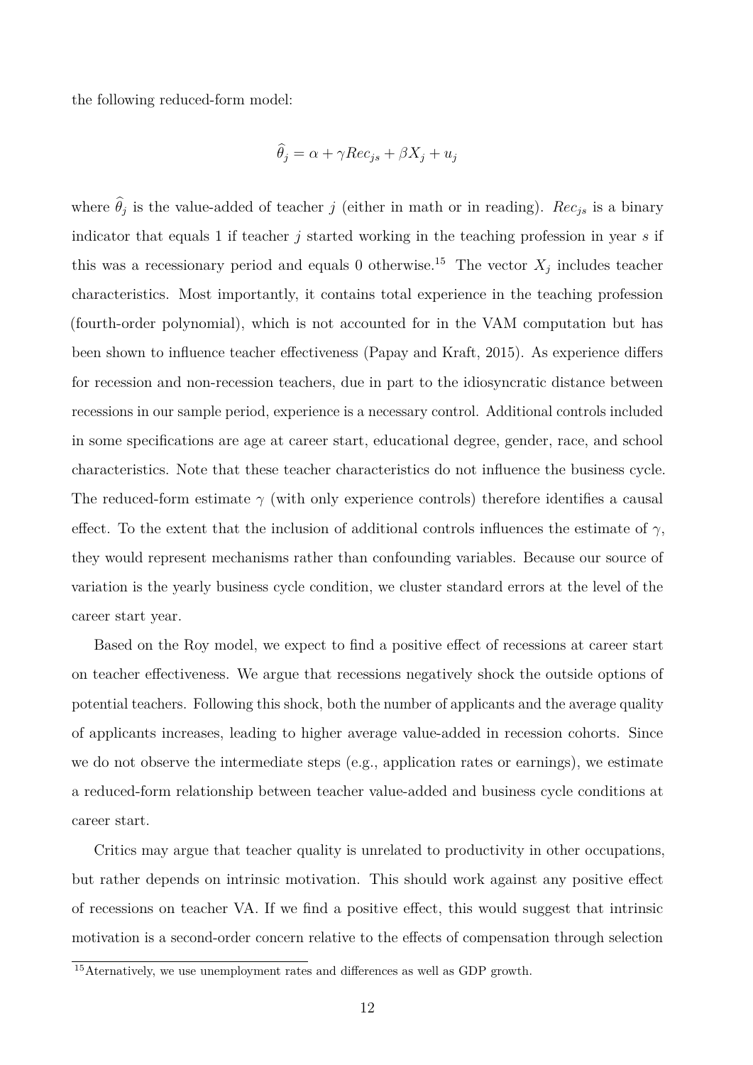the following reduced-form model:

$$\widehat{\theta}_j = \alpha + \gamma Rec_{js} + \beta X_j + u_j$$

where $\widehat{\theta}_j$ is the value-added of teacher $j$ (either in math or in reading). $Rec_{js}$ is a binary indicator that equals 1 if teacher $j$ started working in the teaching profession in year $s$ if this was a recessionary period and equals 0 otherwise.[15] The vector $X_j$ includes teacher characteristics. Most importantly, it contains total experience in the teaching profession (fourth-order polynomial), which is not accounted for in the VAM computation but has been shown to influence teacher effectiveness (Papay and Kraft, 2015). As experience differs for recession and non-recession teachers, due in part to the idiosyncratic distance between recessions in our sample period, experience is a necessary control. Additional controls included in some specifications are age at career start, educational degree, gender, race, and school characteristics. Note that these teacher characteristics do not influence the business cycle. The reduced-form estimate $\gamma$ (with only experience controls) therefore identifies a causal effect. To the extent that the inclusion of additional controls influences the estimate of $\gamma$, they would represent mechanisms rather than confounding variables. Because our source of variation is the yearly business cycle condition, we cluster standard errors at the level of the career start year.

Based on the Roy model, we expect to find a positive effect of recessions at career start on teacher effectiveness. We argue that recessions negatively shock the outside options of potential teachers. Following this shock, both the number of applicants and the average quality of applicants increases, leading to higher average value-added in recession cohorts. Since we do not observe the intermediate steps (e.g., application rates or earnings), we estimate a reduced-form relationship between teacher value-added and business cycle conditions at career start.

Critics may argue that teacher quality is unrelated to productivity in other occupations, but rather depends on intrinsic motivation. This should work against any positive effect of recessions on teacher VA. If we find a positive effect, this would suggest that intrinsic motivation is a second-order concern relative to the effects of compensation through selection

[15] Aternatively, we use unemployment rates and differences as well as GDP growth.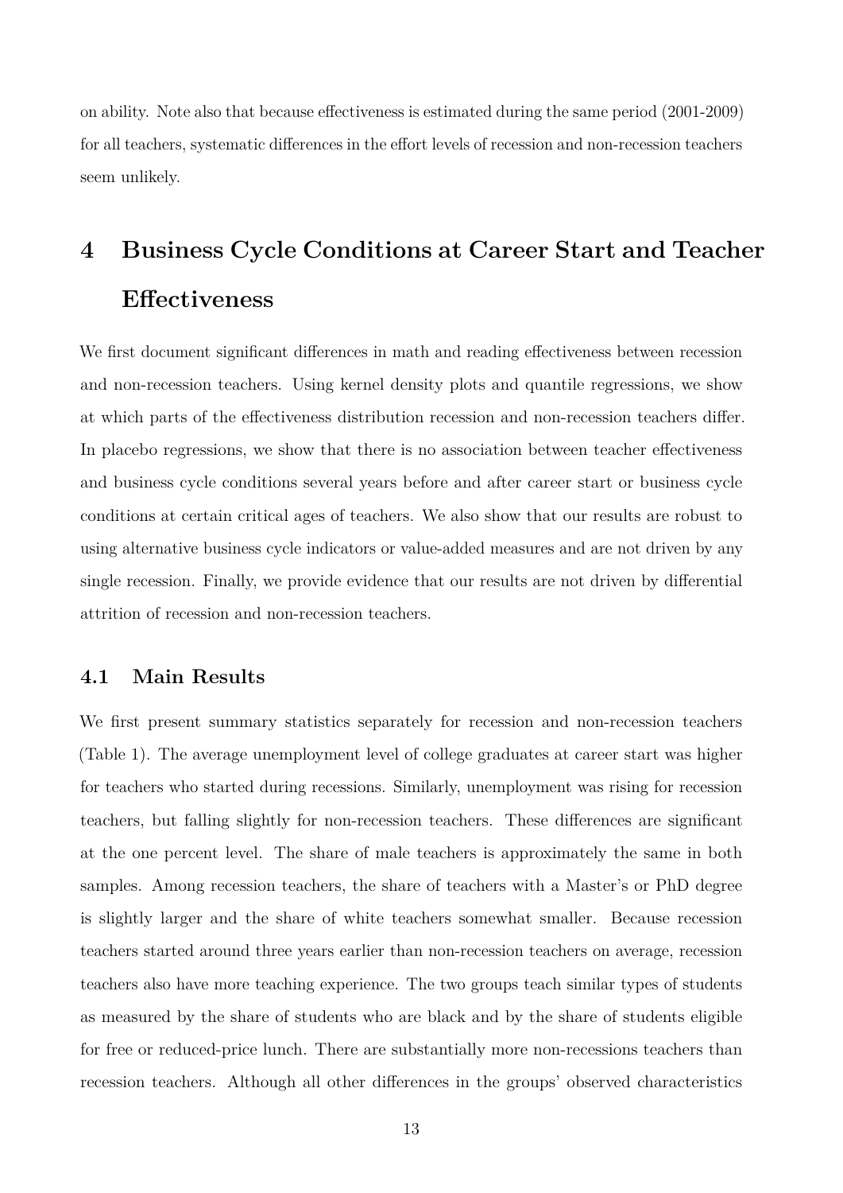on ability. Note also that because effectiveness is estimated during the same period (2001-2009) for all teachers, systematic differences in the effort levels of recession and non-recession teachers seem unlikely.

# 4 Business Cycle Conditions at Career Start and Teacher Effectiveness

We first document significant differences in math and reading effectiveness between recession and non-recession teachers. Using kernel density plots and quantile regressions, we show at which parts of the effectiveness distribution recession and non-recession teachers differ. In placebo regressions, we show that there is no association between teacher effectiveness and business cycle conditions several years before and after career start or business cycle conditions at certain critical ages of teachers. We also show that our results are robust to using alternative business cycle indicators or value-added measures and are not driven by any single recession. Finally, we provide evidence that our results are not driven by differential attrition of recession and non-recession teachers.

## 4.1 Main Results

We first present summary statistics separately for recession and non-recession teachers (Table 1). The average unemployment level of college graduates at career start was higher for teachers who started during recessions. Similarly, unemployment was rising for recession teachers, but falling slightly for non-recession teachers. These differences are significant at the one percent level. The share of male teachers is approximately the same in both samples. Among recession teachers, the share of teachers with a Master's or PhD degree is slightly larger and the share of white teachers somewhat smaller. Because recession teachers started around three years earlier than non-recession teachers on average, recession teachers also have more teaching experience. The two groups teach similar types of students as measured by the share of students who are black and by the share of students eligible for free or reduced-price lunch. There are substantially more non-recessions teachers than recession teachers. Although all other differences in the groups' observed characteristics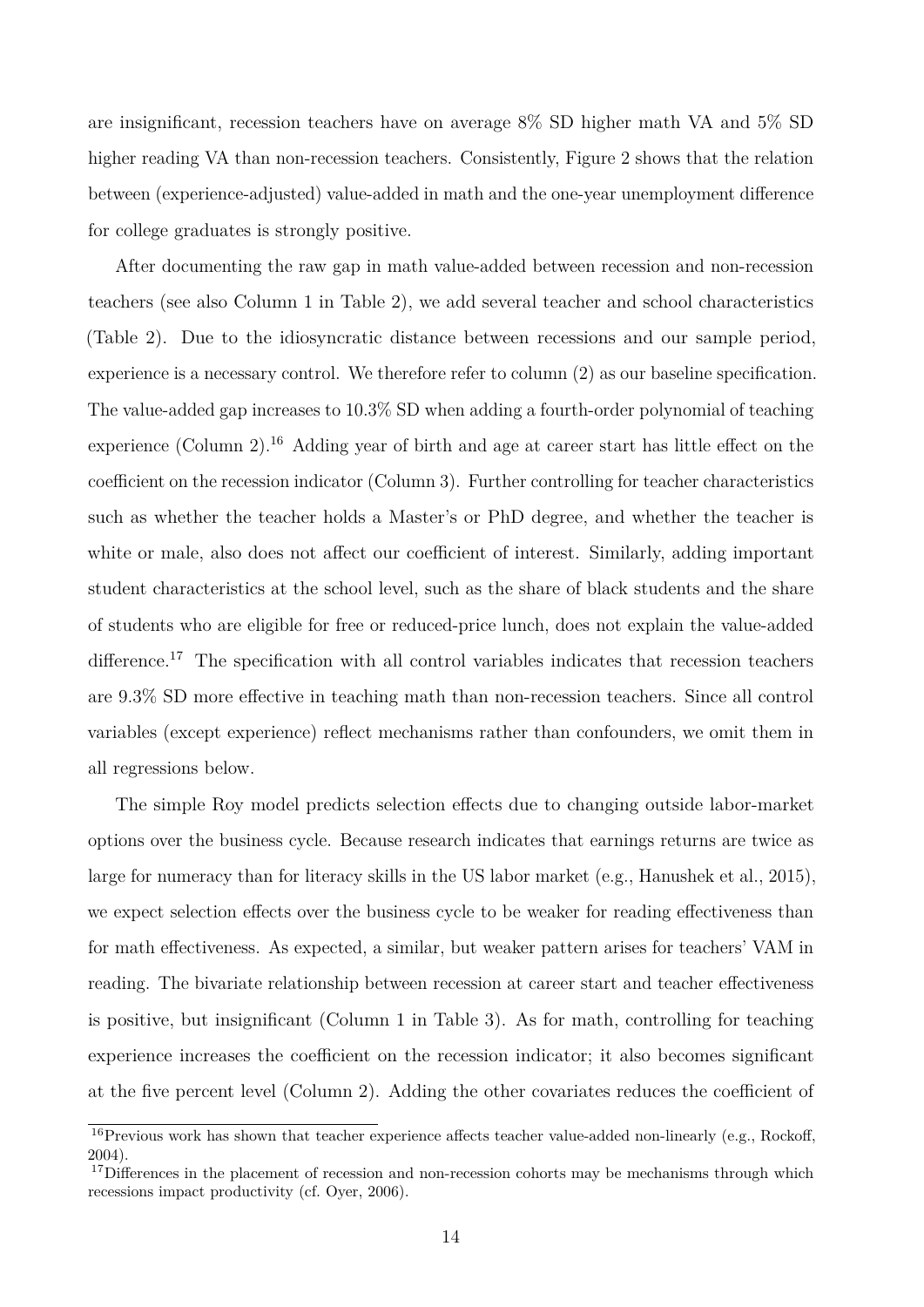are insignificant, recession teachers have on average 8% SD higher math VA and 5% SD higher reading VA than non-recession teachers. Consistently, Figure 2 shows that the relation between (experience-adjusted) value-added in math and the one-year unemployment difference for college graduates is strongly positive.

After documenting the raw gap in math value-added between recession and non-recession teachers (see also Column 1 in Table 2), we add several teacher and school characteristics (Table 2). Due to the idiosyncratic distance between recessions and our sample period, experience is a necessary control. We therefore refer to column (2) as our baseline specification. The value-added gap increases to 10.3% SD when adding a fourth-order polynomial of teaching experience (Column 2).[16] Adding year of birth and age at career start has little effect on the coefficient on the recession indicator (Column 3). Further controlling for teacher characteristics such as whether the teacher holds a Master's or PhD degree, and whether the teacher is white or male, also does not affect our coefficient of interest. Similarly, adding important student characteristics at the school level, such as the share of black students and the share of students who are eligible for free or reduced-price lunch, does not explain the value-added difference.[17] The specification with all control variables indicates that recession teachers are 9.3% SD more effective in teaching math than non-recession teachers. Since all control variables (except experience) reflect mechanisms rather than confounders, we omit them in all regressions below.

The simple Roy model predicts selection effects due to changing outside labor-market options over the business cycle. Because research indicates that earnings returns are twice as large for numeracy than for literacy skills in the US labor market (e.g., Hanushek et al., 2015), we expect selection effects over the business cycle to be weaker for reading effectiveness than for math effectiveness. As expected, a similar, but weaker pattern arises for teachers' VAM in reading. The bivariate relationship between recession at career start and teacher effectiveness is positive, but insignificant (Column 1 in Table 3). As for math, controlling for teaching experience increases the coefficient on the recession indicator; it also becomes significant at the five percent level (Column 2). Adding the other covariates reduces the coefficient of

[16] Previous work has shown that teacher experience affects teacher value-added non-linearly (e.g., Rockoff, 2004).

[17] Differences in the placement of recession and non-recession cohorts may be mechanisms through which recessions impact productivity (cf. Oyer, 2006).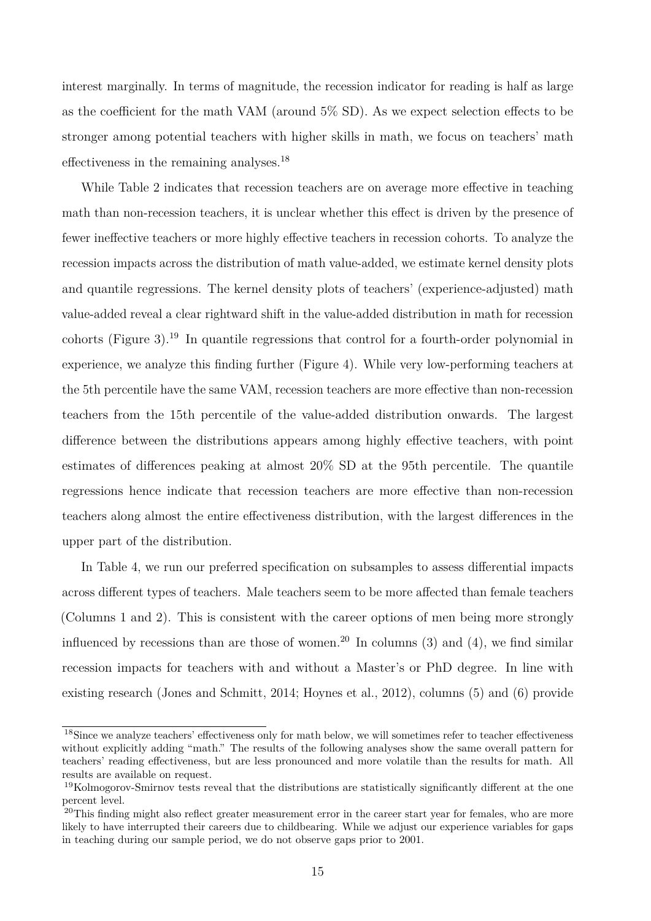interest marginally. In terms of magnitude, the recession indicator for reading is half as large as the coefficient for the math VAM (around 5% SD). As we expect selection effects to be stronger among potential teachers with higher skills in math, we focus on teachers' math effectiveness in the remaining analyses.[18]

While Table 2 indicates that recession teachers are on average more effective in teaching math than non-recession teachers, it is unclear whether this effect is driven by the presence of fewer ineffective teachers or more highly effective teachers in recession cohorts. To analyze the recession impacts across the distribution of math value-added, we estimate kernel density plots and quantile regressions. The kernel density plots of teachers' (experience-adjusted) math value-added reveal a clear rightward shift in the value-added distribution in math for recession cohorts (Figure 3).[19] In quantile regressions that control for a fourth-order polynomial in experience, we analyze this finding further (Figure 4). While very low-performing teachers at the 5th percentile have the same VAM, recession teachers are more effective than non-recession teachers from the 15th percentile of the value-added distribution onwards. The largest difference between the distributions appears among highly effective teachers, with point estimates of differences peaking at almost 20% SD at the 95th percentile. The quantile regressions hence indicate that recession teachers are more effective than non-recession teachers along almost the entire effectiveness distribution, with the largest differences in the upper part of the distribution.

In Table 4, we run our preferred specification on subsamples to assess differential impacts across different types of teachers. Male teachers seem to be more affected than female teachers (Columns 1 and 2). This is consistent with the career options of men being more strongly influenced by recessions than are those of women.[20] In columns (3) and (4), we find similar recession impacts for teachers with and without a Master's or PhD degree. In line with existing research (Jones and Schmitt, 2014; Hoynes et al., 2012), columns (5) and (6) provide

---

[18] Since we analyze teachers' effectiveness only for math below, we will sometimes refer to teacher effectiveness without explicitly adding "math." The results of the following analyses show the same overall pattern for teachers' reading effectiveness, but are less pronounced and more volatile than the results for math. All results are available on request.

[19] Kolmogorov-Smirnov tests reveal that the distributions are statistically significantly different at the one percent level.

[20] This finding might also reflect greater measurement error in the career start year for females, who are more likely to have interrupted their careers due to childbearing. While we adjust our experience variables for gaps in teaching during our sample period, we do not observe gaps prior to 2001.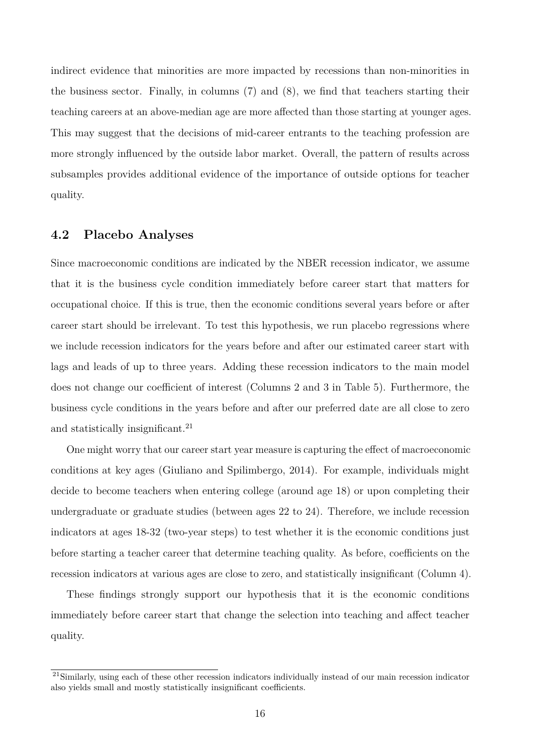indirect evidence that minorities are more impacted by recessions than non-minorities in the business sector. Finally, in columns (7) and (8), we find that teachers starting their teaching careers at an above-median age are more affected than those starting at younger ages. This may suggest that the decisions of mid-career entrants to the teaching profession are more strongly influenced by the outside labor market. Overall, the pattern of results across subsamples provides additional evidence of the importance of outside options for teacher quality.

## 4.2 Placebo Analyses

Since macroeconomic conditions are indicated by the NBER recession indicator, we assume that it is the business cycle condition immediately before career start that matters for occupational choice. If this is true, then the economic conditions several years before or after career start should be irrelevant. To test this hypothesis, we run placebo regressions where we include recession indicators for the years before and after our estimated career start with lags and leads of up to three years. Adding these recession indicators to the main model does not change our coefficient of interest (Columns 2 and 3 in Table 5). Furthermore, the business cycle conditions in the years before and after our preferred date are all close to zero and statistically insignificant.[21]

One might worry that our career start year measure is capturing the effect of macroeconomic conditions at key ages (Giuliano and Spilimbergo, 2014). For example, individuals might decide to become teachers when entering college (around age 18) or upon completing their undergraduate or graduate studies (between ages 22 to 24). Therefore, we include recession indicators at ages 18-32 (two-year steps) to test whether it is the economic conditions just before starting a teacher career that determine teaching quality. As before, coefficients on the recession indicators at various ages are close to zero, and statistically insignificant (Column 4).

These findings strongly support our hypothesis that it is the economic conditions immediately before career start that change the selection into teaching and affect teacher quality.

[21] Similarly, using each of these other recession indicators individually instead of our main recession indicator also yields small and mostly statistically insignificant coefficients.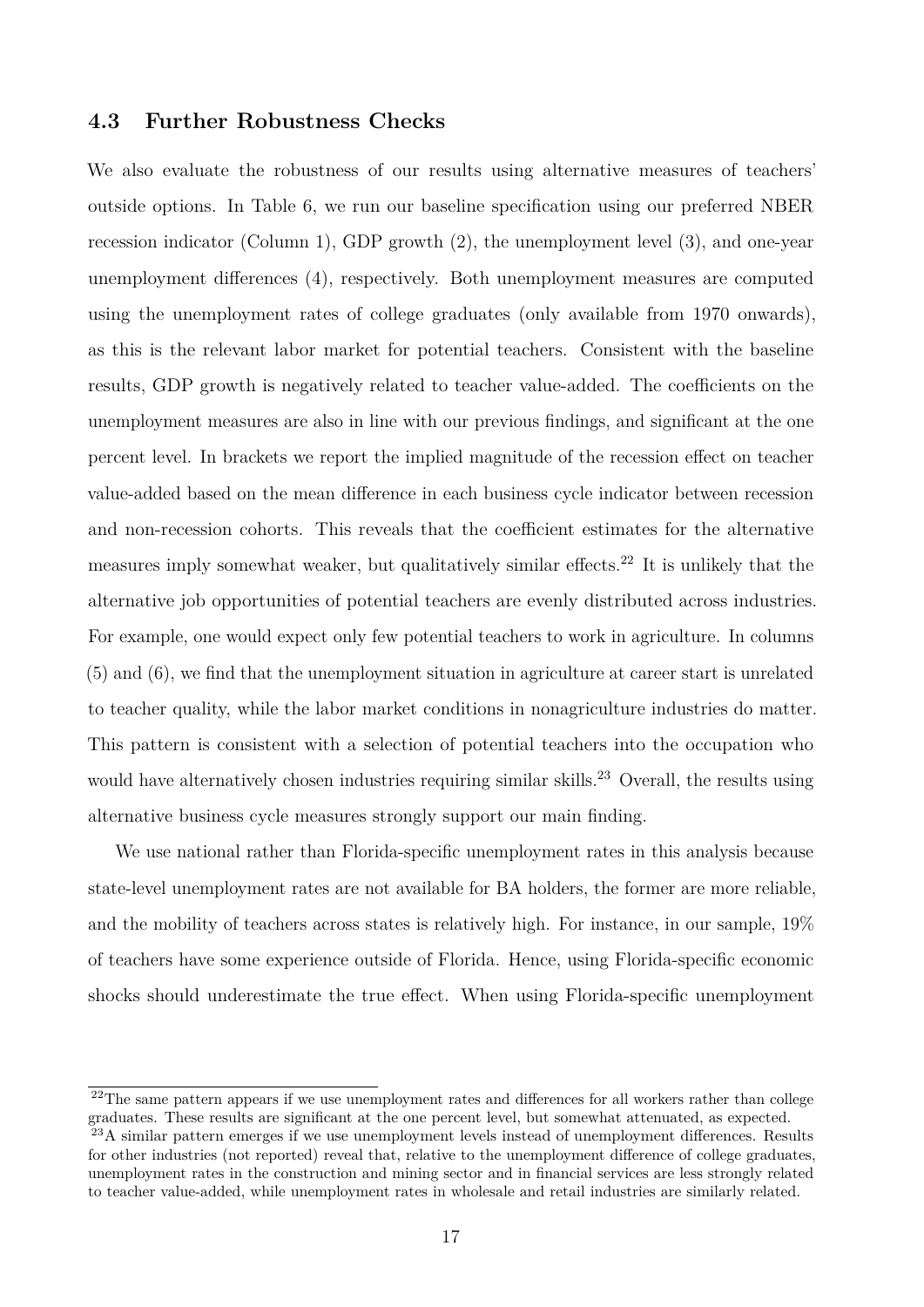### 4.3 Further Robustness Checks

We also evaluate the robustness of our results using alternative measures of teachers' outside options. In Table 6, we run our baseline specification using our preferred NBER recession indicator (Column 1), GDP growth (2), the unemployment level (3), and one-year unemployment differences (4), respectively. Both unemployment measures are computed using the unemployment rates of college graduates (only available from 1970 onwards), as this is the relevant labor market for potential teachers. Consistent with the baseline results, GDP growth is negatively related to teacher value-added. The coefficients on the unemployment measures are also in line with our previous findings, and significant at the one percent level. In brackets we report the implied magnitude of the recession effect on teacher value-added based on the mean difference in each business cycle indicator between recession and non-recession cohorts. This reveals that the coefficient estimates for the alternative measures imply somewhat weaker, but qualitatively similar effects.[22] It is unlikely that the alternative job opportunities of potential teachers are evenly distributed across industries. For example, one would expect only few potential teachers to work in agriculture. In columns (5) and (6), we find that the unemployment situation in agriculture at career start is unrelated to teacher quality, while the labor market conditions in nonagriculture industries do matter. This pattern is consistent with a selection of potential teachers into the occupation who would have alternatively chosen industries requiring similar skills.[23] Overall, the results using alternative business cycle measures strongly support our main finding.

We use national rather than Florida-specific unemployment rates in this analysis because state-level unemployment rates are not available for BA holders, the former are more reliable, and the mobility of teachers across states is relatively high. For instance, in our sample, 19% of teachers have some experience outside of Florida. Hence, using Florida-specific economic shocks should underestimate the true effect. When using Florida-specific unemployment

[22] The same pattern appears if we use unemployment rates and differences for all workers rather than college graduates. These results are significant at the one percent level, but somewhat attenuated, as expected.

[23] A similar pattern emerges if we use unemployment levels instead of unemployment differences. Results for other industries (not reported) reveal that, relative to the unemployment difference of college graduates, unemployment rates in the construction and mining sector and in financial services are less strongly related to teacher value-added, while unemployment rates in wholesale and retail industries are similarly related.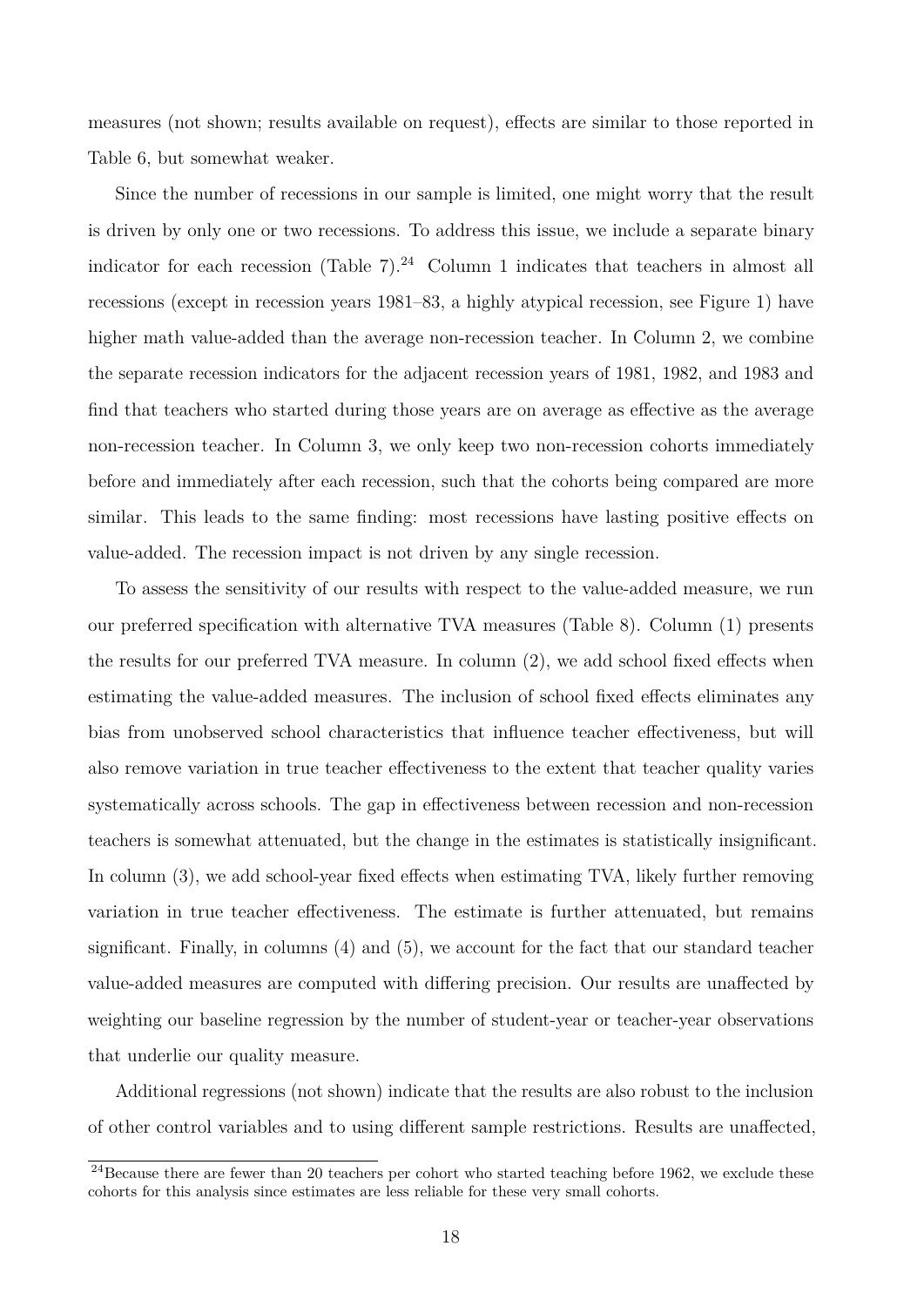measures (not shown; results available on request), effects are similar to those reported in Table 6, but somewhat weaker.

Since the number of recessions in our sample is limited, one might worry that the result is driven by only one or two recessions. To address this issue, we include a separate binary indicator for each recession (Table 7).[24] Column 1 indicates that teachers in almost all recessions (except in recession years 1981–83, a highly atypical recession, see Figure 1) have higher math value-added than the average non-recession teacher. In Column 2, we combine the separate recession indicators for the adjacent recession years of 1981, 1982, and 1983 and find that teachers who started during those years are on average as effective as the average non-recession teacher. In Column 3, we only keep two non-recession cohorts immediately before and immediately after each recession, such that the cohorts being compared are more similar. This leads to the same finding: most recessions have lasting positive effects on value-added. The recession impact is not driven by any single recession.

To assess the sensitivity of our results with respect to the value-added measure, we run our preferred specification with alternative TVA measures (Table 8). Column (1) presents the results for our preferred TVA measure. In column (2), we add school fixed effects when estimating the value-added measures. The inclusion of school fixed effects eliminates any bias from unobserved school characteristics that influence teacher effectiveness, but will also remove variation in true teacher effectiveness to the extent that teacher quality varies systematically across schools. The gap in effectiveness between recession and non-recession teachers is somewhat attenuated, but the change in the estimates is statistically insignificant. In column (3), we add school-year fixed effects when estimating TVA, likely further removing variation in true teacher effectiveness. The estimate is further attenuated, but remains significant. Finally, in columns (4) and (5), we account for the fact that our standard teacher value-added measures are computed with differing precision. Our results are unaffected by weighting our baseline regression by the number of student-year or teacher-year observations that underlie our quality measure.

Additional regressions (not shown) indicate that the results are also robust to the inclusion of other control variables and to using different sample restrictions. Results are unaffected,

[24]Because there are fewer than 20 teachers per cohort who started teaching before 1962, we exclude these cohorts for this analysis since estimates are less reliable for these very small cohorts.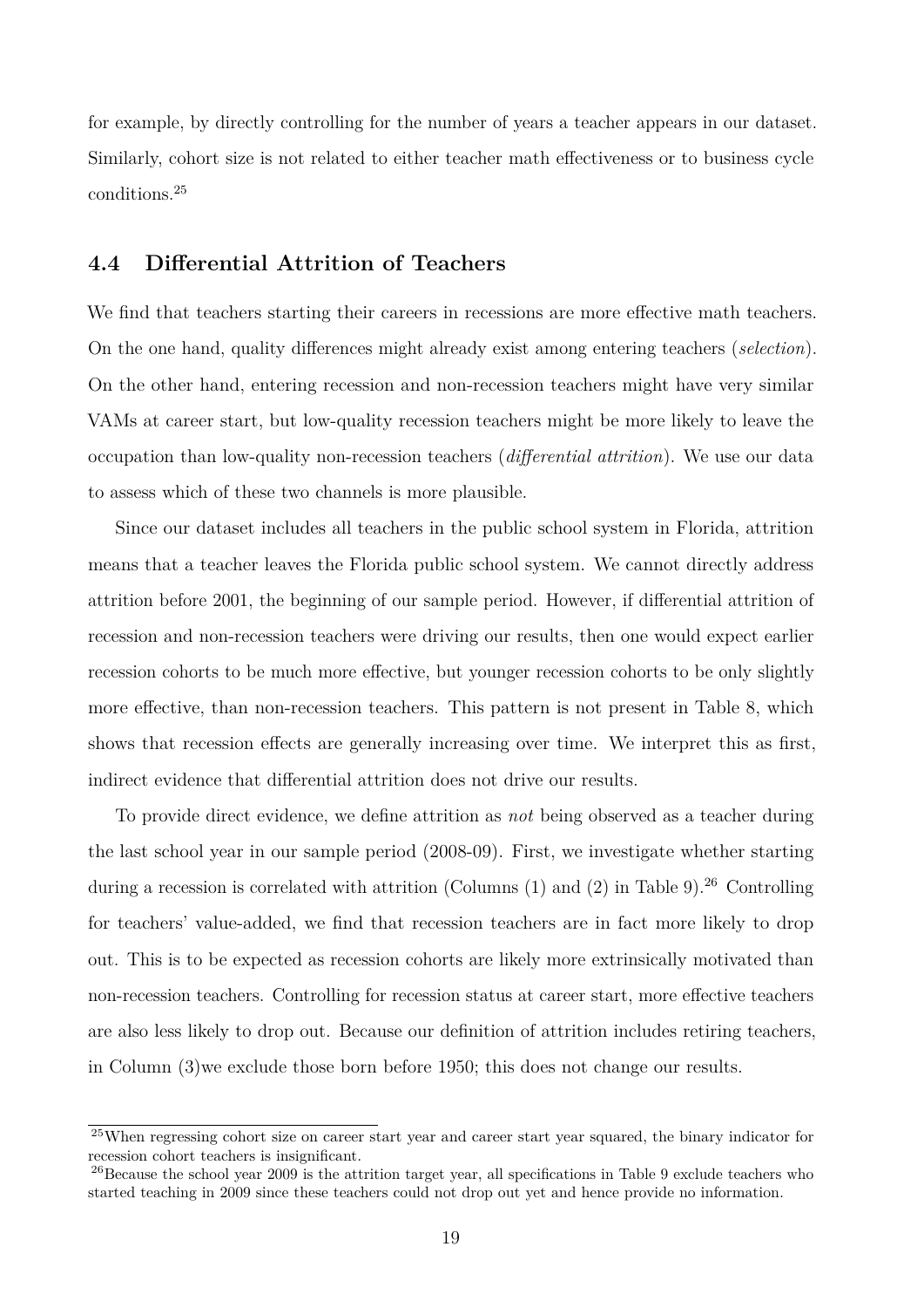for example, by directly controlling for the number of years a teacher appears in our dataset. Similarly, cohort size is not related to either teacher math effectiveness or to business cycle conditions.[25]

## 4.4 Differential Attrition of Teachers

We find that teachers starting their careers in recessions are more effective math teachers. On the one hand, quality differences might already exist among entering teachers (*selection*). On the other hand, entering recession and non-recession teachers might have very similar VAMs at career start, but low-quality recession teachers might be more likely to leave the occupation than low-quality non-recession teachers (*differential attrition*). We use our data to assess which of these two channels is more plausible.

Since our dataset includes all teachers in the public school system in Florida, attrition means that a teacher leaves the Florida public school system. We cannot directly address attrition before 2001, the beginning of our sample period. However, if differential attrition of recession and non-recession teachers were driving our results, then one would expect earlier recession cohorts to be much more effective, but younger recession cohorts to be only slightly more effective, than non-recession teachers. This pattern is not present in Table 8, which shows that recession effects are generally increasing over time. We interpret this as first, indirect evidence that differential attrition does not drive our results.

To provide direct evidence, we define attrition as *not* being observed as a teacher during the last school year in our sample period (2008-09). First, we investigate whether starting during a recession is correlated with attrition (Columns (1) and (2) in Table 9).[26] Controlling for teachers' value-added, we find that recession teachers are in fact more likely to drop out. This is to be expected as recession cohorts are likely more extrinsically motivated than non-recession teachers. Controlling for recession status at career start, more effective teachers are also less likely to drop out. Because our definition of attrition includes retiring teachers, in Column (3)we exclude those born before 1950; this does not change our results.

[25] When regressing cohort size on career start year and career start year squared, the binary indicator for recession cohort teachers is insignificant.

[26] Because the school year 2009 is the attrition target year, all specifications in Table 9 exclude teachers who started teaching in 2009 since these teachers could not drop out yet and hence provide no information.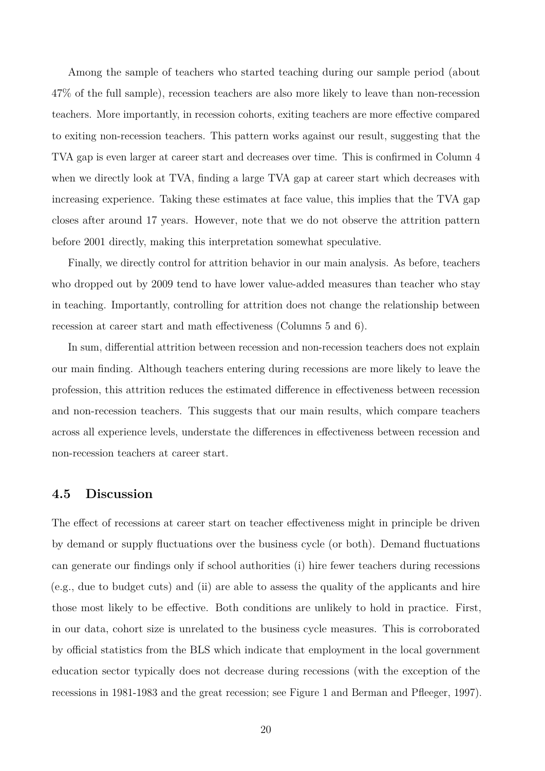Among the sample of teachers who started teaching during our sample period (about 47% of the full sample), recession teachers are also more likely to leave than non-recession teachers. More importantly, in recession cohorts, exiting teachers are more effective compared to exiting non-recession teachers. This pattern works against our result, suggesting that the TVA gap is even larger at career start and decreases over time. This is confirmed in Column 4 when we directly look at TVA, finding a large TVA gap at career start which decreases with increasing experience. Taking these estimates at face value, this implies that the TVA gap closes after around 17 years. However, note that we do not observe the attrition pattern before 2001 directly, making this interpretation somewhat speculative.

Finally, we directly control for attrition behavior in our main analysis. As before, teachers who dropped out by 2009 tend to have lower value-added measures than teacher who stay in teaching. Importantly, controlling for attrition does not change the relationship between recession at career start and math effectiveness (Columns 5 and 6).

In sum, differential attrition between recession and non-recession teachers does not explain our main finding. Although teachers entering during recessions are more likely to leave the profession, this attrition reduces the estimated difference in effectiveness between recession and non-recession teachers. This suggests that our main results, which compare teachers across all experience levels, understate the differences in effectiveness between recession and non-recession teachers at career start.

### 4.5 Discussion

The effect of recessions at career start on teacher effectiveness might in principle be driven by demand or supply fluctuations over the business cycle (or both). Demand fluctuations can generate our findings only if school authorities (i) hire fewer teachers during recessions (e.g., due to budget cuts) and (ii) are able to assess the quality of the applicants and hire those most likely to be effective. Both conditions are unlikely to hold in practice. First, in our data, cohort size is unrelated to the business cycle measures. This is corroborated by official statistics from the BLS which indicate that employment in the local government education sector typically does not decrease during recessions (with the exception of the recessions in 1981-1983 and the great recession; see Figure 1 and Berman and Pfleeger, 1997).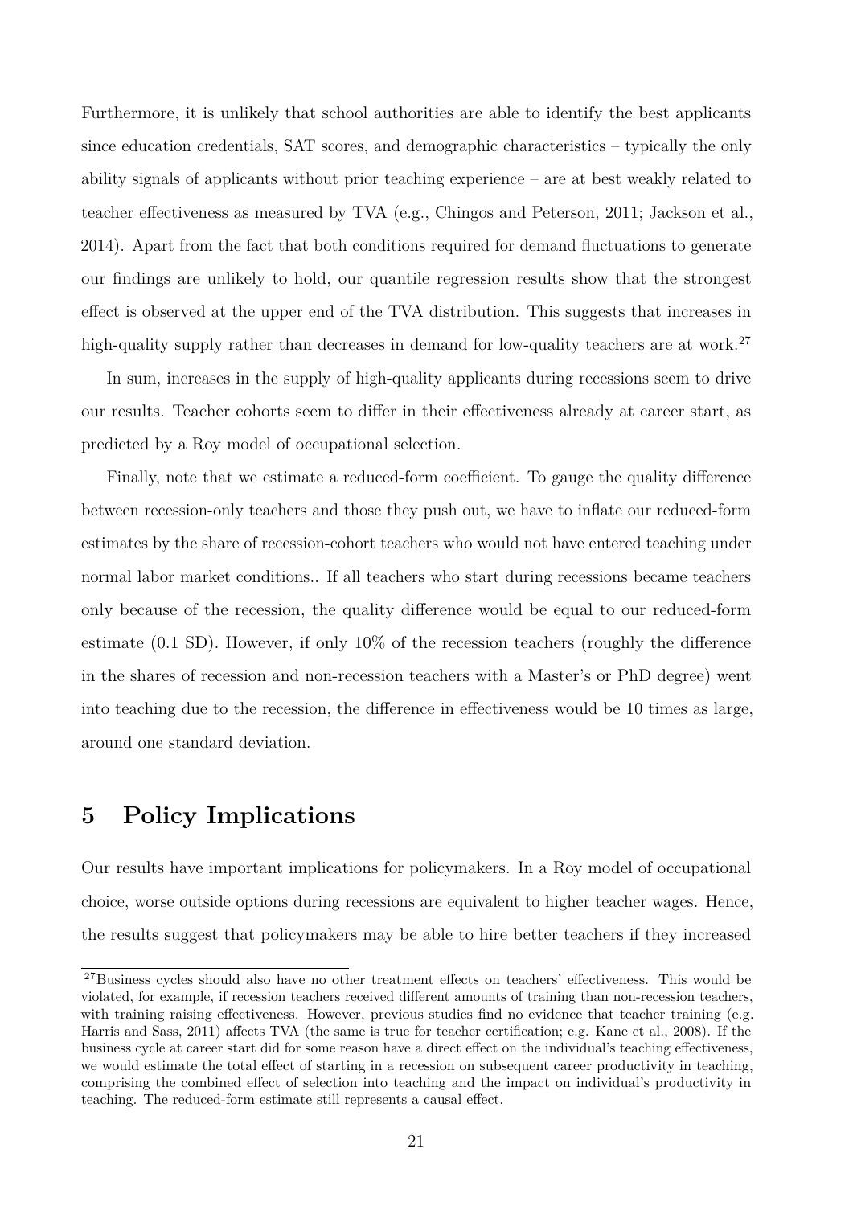Furthermore, it is unlikely that school authorities are able to identify the best applicants since education credentials, SAT scores, and demographic characteristics – typically the only ability signals of applicants without prior teaching experience – are at best weakly related to teacher effectiveness as measured by TVA (e.g., Chingos and Peterson, 2011; Jackson et al., 2014). Apart from the fact that both conditions required for demand fluctuations to generate our findings are unlikely to hold, our quantile regression results show that the strongest effect is observed at the upper end of the TVA distribution. This suggests that increases in high-quality supply rather than decreases in demand for low-quality teachers are at work.[27]

In sum, increases in the supply of high-quality applicants during recessions seem to drive our results. Teacher cohorts seem to differ in their effectiveness already at career start, as predicted by a Roy model of occupational selection.

Finally, note that we estimate a reduced-form coefficient. To gauge the quality difference between recession-only teachers and those they push out, we have to inflate our reduced-form estimates by the share of recession-cohort teachers who would not have entered teaching under normal labor market conditions.. If all teachers who start during recessions became teachers only because of the recession, the quality difference would be equal to our reduced-form estimate (0.1 SD). However, if only 10% of the recession teachers (roughly the difference in the shares of recession and non-recession teachers with a Master's or PhD degree) went into teaching due to the recession, the difference in effectiveness would be 10 times as large, around one standard deviation.

## 5 Policy Implications

Our results have important implications for policymakers. In a Roy model of occupational choice, worse outside options during recessions are equivalent to higher teacher wages. Hence, the results suggest that policymakers may be able to hire better teachers if they increased

[27] Business cycles should also have no other treatment effects on teachers' effectiveness. This would be violated, for example, if recession teachers received different amounts of training than non-recession teachers, with training raising effectiveness. However, previous studies find no evidence that teacher training (e.g. Harris and Sass, 2011) affects TVA (the same is true for teacher certification; e.g. Kane et al., 2008). If the business cycle at career start did for some reason have a direct effect on the individual's teaching effectiveness, we would estimate the total effect of starting in a recession on subsequent career productivity in teaching, comprising the combined effect of selection into teaching and the impact on individual's productivity in teaching. The reduced-form estimate still represents a causal effect.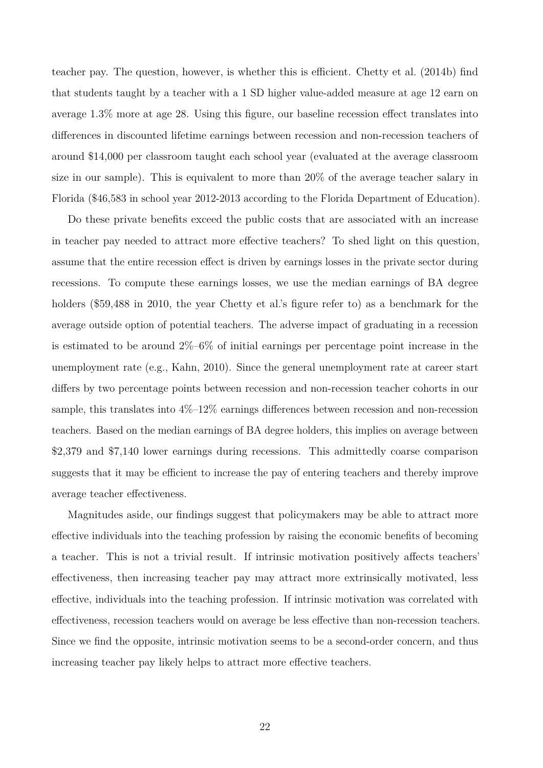teacher pay. The question, however, is whether this is efficient. Chetty et al. (2014b) find that students taught by a teacher with a 1 SD higher value-added measure at age 12 earn on average 1.3% more at age 28. Using this figure, our baseline recession effect translates into differences in discounted lifetime earnings between recession and non-recession teachers of around \$14,000 per classroom taught each school year (evaluated at the average classroom size in our sample). This is equivalent to more than 20% of the average teacher salary in Florida (\$46,583 in school year 2012-2013 according to the Florida Department of Education).

Do these private benefits exceed the public costs that are associated with an increase in teacher pay needed to attract more effective teachers? To shed light on this question, assume that the entire recession effect is driven by earnings losses in the private sector during recessions. To compute these earnings losses, we use the median earnings of BA degree holders (\$59,488 in 2010, the year Chetty et al.'s figure refer to) as a benchmark for the average outside option of potential teachers. The adverse impact of graduating in a recession is estimated to be around 2%–6% of initial earnings per percentage point increase in the unemployment rate (e.g., Kahn, 2010). Since the general unemployment rate at career start differs by two percentage points between recession and non-recession teacher cohorts in our sample, this translates into 4%–12% earnings differences between recession and non-recession teachers. Based on the median earnings of BA degree holders, this implies on average between \$2,379 and \$7,140 lower earnings during recessions. This admittedly coarse comparison suggests that it may be efficient to increase the pay of entering teachers and thereby improve average teacher effectiveness.

Magnitudes aside, our findings suggest that policymakers may be able to attract more effective individuals into the teaching profession by raising the economic benefits of becoming a teacher. This is not a trivial result. If intrinsic motivation positively affects teachers' effectiveness, then increasing teacher pay may attract more extrinsically motivated, less effective, individuals into the teaching profession. If intrinsic motivation was correlated with effectiveness, recession teachers would on average be less effective than non-recession teachers. Since we find the opposite, intrinsic motivation seems to be a second-order concern, and thus increasing teacher pay likely helps to attract more effective teachers.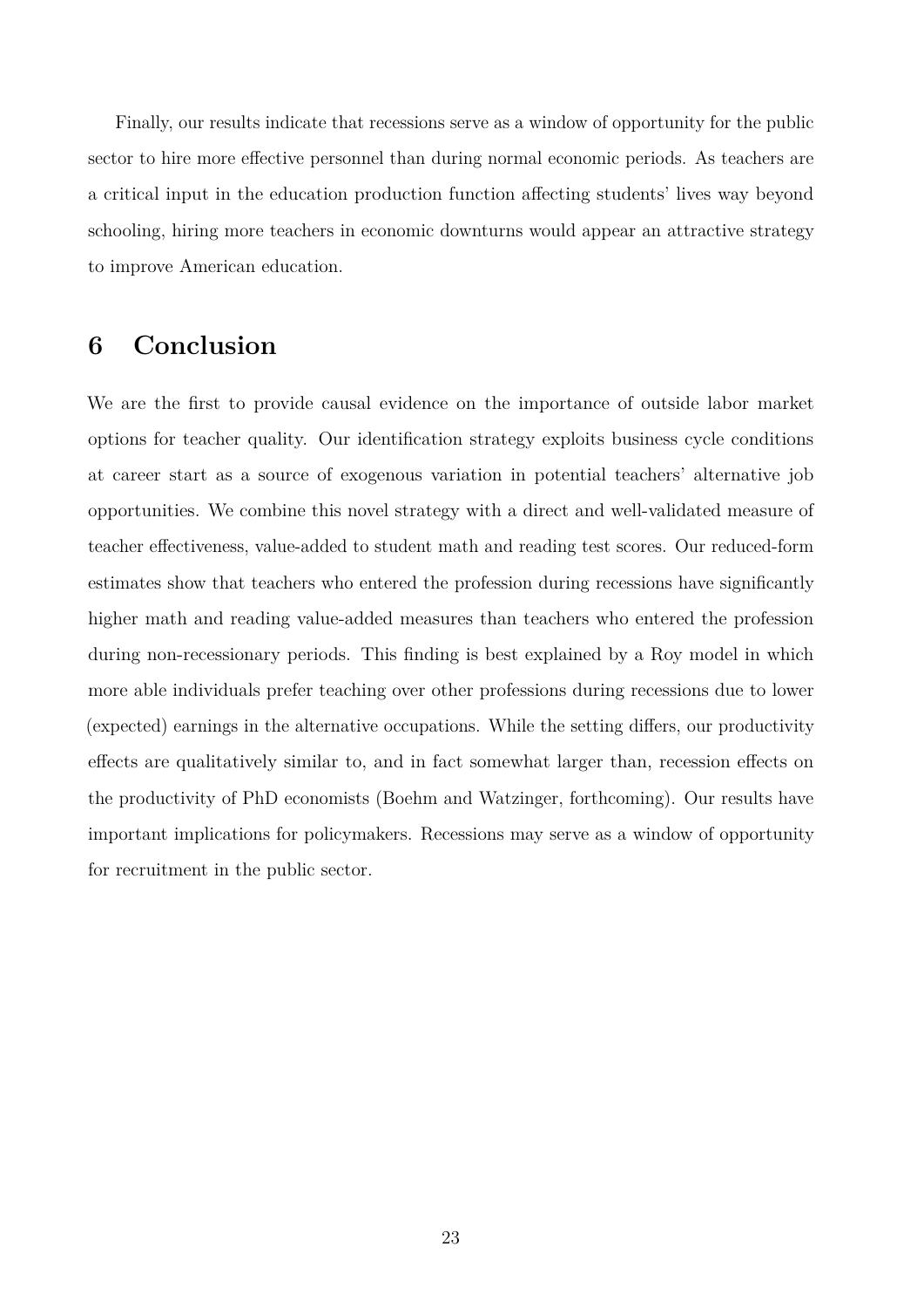Finally, our results indicate that recessions serve as a window of opportunity for the public sector to hire more effective personnel than during normal economic periods. As teachers are a critical input in the education production function affecting students' lives way beyond schooling, hiring more teachers in economic downturns would appear an attractive strategy to improve American education.

## 6 Conclusion

We are the first to provide causal evidence on the importance of outside labor market options for teacher quality. Our identification strategy exploits business cycle conditions at career start as a source of exogenous variation in potential teachers' alternative job opportunities. We combine this novel strategy with a direct and well-validated measure of teacher effectiveness, value-added to student math and reading test scores. Our reduced-form estimates show that teachers who entered the profession during recessions have significantly higher math and reading value-added measures than teachers who entered the profession during non-recessionary periods. This finding is best explained by a Roy model in which more able individuals prefer teaching over other professions during recessions due to lower (expected) earnings in the alternative occupations. While the setting differs, our productivity effects are qualitatively similar to, and in fact somewhat larger than, recession effects on the productivity of PhD economists (Boehm and Watzinger, forthcoming). Our results have important implications for policymakers. Recessions may serve as a window of opportunity for recruitment in the public sector.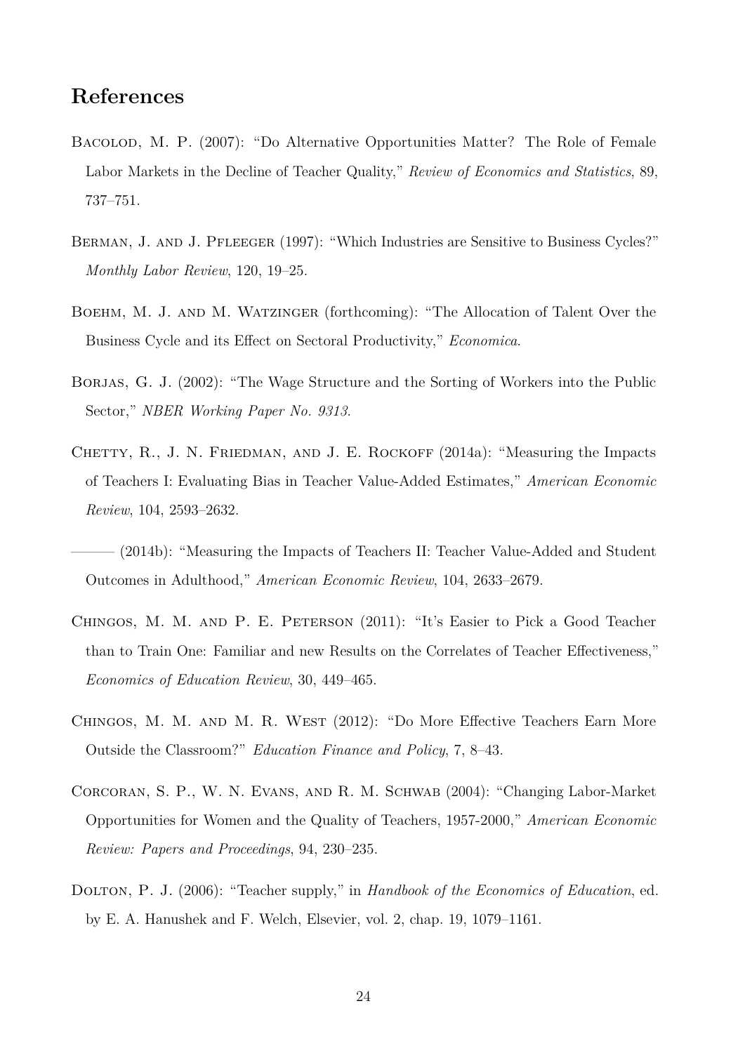## References

Bacolod, M. P. (2007): "Do Alternative Opportunities Matter? The Role of Female Labor Markets in the Decline of Teacher Quality," *Review of Economics and Statistics*, 89, 737–751.

Berman, J. and J. Pfleeger (1997): "Which Industries are Sensitive to Business Cycles?" *Monthly Labor Review*, 120, 19–25.

Boehm, M. J. and M. Watzinger (forthcoming): "The Allocation of Talent Over the Business Cycle and its Effect on Sectoral Productivity," *Economica*.

Borjas, G. J. (2002): "The Wage Structure and the Sorting of Workers into the Public Sector," *NBER Working Paper No. 9313*.

Chetty, R., J. N. Friedman, and J. E. Rockoff (2014a): "Measuring the Impacts of Teachers I: Evaluating Bias in Teacher Value-Added Estimates," *American Economic Review*, 104, 2593–2632.

——— (2014b): "Measuring the Impacts of Teachers II: Teacher Value-Added and Student Outcomes in Adulthood," *American Economic Review*, 104, 2633–2679.

Chingos, M. M. and P. E. Peterson (2011): "It's Easier to Pick a Good Teacher than to Train One: Familiar and new Results on the Correlates of Teacher Effectiveness," *Economics of Education Review*, 30, 449–465.

Chingos, M. M. and M. R. West (2012): "Do More Effective Teachers Earn More Outside the Classroom?" *Education Finance and Policy*, 7, 8–43.

Corcoran, S. P., W. N. Evans, and R. M. Schwab (2004): "Changing Labor-Market Opportunities for Women and the Quality of Teachers, 1957-2000," *American Economic Review: Papers and Proceedings*, 94, 230–235.

Dolton, P. J. (2006): "Teacher supply," in *Handbook of the Economics of Education*, ed. by E. A. Hanushek and F. Welch, Elsevier, vol. 2, chap. 19, 1079–1161.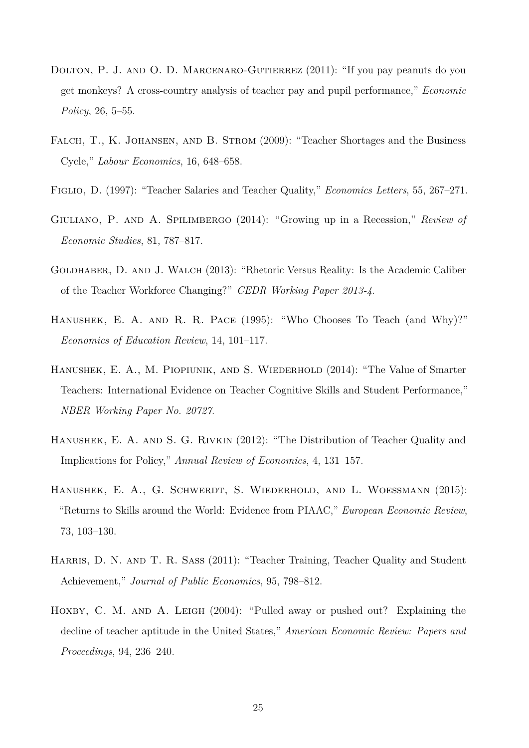Dolton, P. J. and O. D. Marcenaro-Gutierrez (2011): "If you pay peanuts do you get monkeys? A cross-country analysis of teacher pay and pupil performance," *Economic Policy*, 26, 5–55.

Falch, T., K. Johansen, and B. Strom (2009): "Teacher Shortages and the Business Cycle," *Labour Economics*, 16, 648–658.

Figlio, D. (1997): "Teacher Salaries and Teacher Quality," *Economics Letters*, 55, 267–271.

Giuliano, P. and A. Spilimbergo (2014): "Growing up in a Recession," *Review of Economic Studies*, 81, 787–817.

Goldhaber, D. and J. Walch (2013): "Rhetoric Versus Reality: Is the Academic Caliber of the Teacher Workforce Changing?" *CEDR Working Paper 2013-4*.

Hanushek, E. A. and R. R. Pace (1995): "Who Chooses To Teach (and Why)?" *Economics of Education Review*, 14, 101–117.

Hanushek, E. A., M. Piopiunik, and S. Wiederhold (2014): "The Value of Smarter Teachers: International Evidence on Teacher Cognitive Skills and Student Performance," *NBER Working Paper No. 20727*.

Hanushek, E. A. and S. G. Rivkin (2012): "The Distribution of Teacher Quality and Implications for Policy," *Annual Review of Economics*, 4, 131–157.

Hanushek, E. A., G. Schwerdt, S. Wiederhold, and L. Woessmann (2015): "Returns to Skills around the World: Evidence from PIAAC," *European Economic Review*, 73, 103–130.

Harris, D. N. and T. R. Sass (2011): "Teacher Training, Teacher Quality and Student Achievement," *Journal of Public Economics*, 95, 798–812.

Hoxby, C. M. and A. Leigh (2004): "Pulled away or pushed out? Explaining the decline of teacher aptitude in the United States," *American Economic Review: Papers and Proceedings*, 94, 236–240.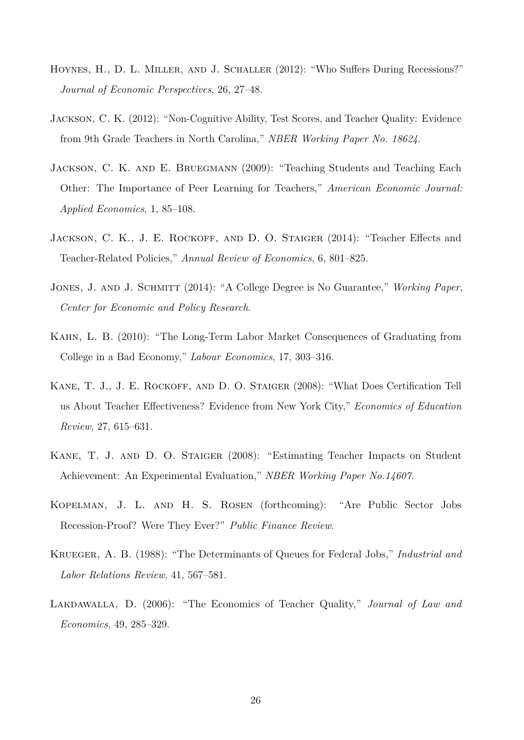Hoynes, H., D. L. Miller, and J. Schaller (2012): "Who Suffers During Recessions?" *Journal of Economic Perspectives*, 26, 27–48.

Jackson, C. K. (2012): "Non-Cognitive Ability, Test Scores, and Teacher Quality: Evidence from 9th Grade Teachers in North Carolina," *NBER Working Paper No. 18624*.

Jackson, C. K. and E. Bruegmann (2009): "Teaching Students and Teaching Each Other: The Importance of Peer Learning for Teachers," *American Economic Journal: Applied Economics*, 1, 85–108.

Jackson, C. K., J. E. Rockoff, and D. O. Staiger (2014): "Teacher Effects and Teacher-Related Policies," *Annual Review of Economics*, 6, 801–825.

Jones, J. and J. Schmitt (2014): "A College Degree is No Guarantee," *Working Paper, Center for Economic and Policy Research*.

Kahn, L. B. (2010): "The Long-Term Labor Market Consequences of Graduating from College in a Bad Economy," *Labour Economics*, 17, 303–316.

Kane, T. J., J. E. Rockoff, and D. O. Staiger (2008): "What Does Certification Tell us About Teacher Effectiveness? Evidence from New York City," *Economics of Education Review*, 27, 615–631.

Kane, T. J. and D. O. Staiger (2008): "Estimating Teacher Impacts on Student Achievement: An Experimental Evaluation," *NBER Working Paper No.14607*.

Kopelman, J. L. and H. S. Rosen (forthcoming): "Are Public Sector Jobs Recession-Proof? Were They Ever?" *Public Finance Review*.

Krueger, A. B. (1988): "The Determinants of Queues for Federal Jobs," *Industrial and Labor Relations Review*, 41, 567–581.

Lakdawalla, D. (2006): "The Economics of Teacher Quality," *Journal of Law and Economics*, 49, 285–329.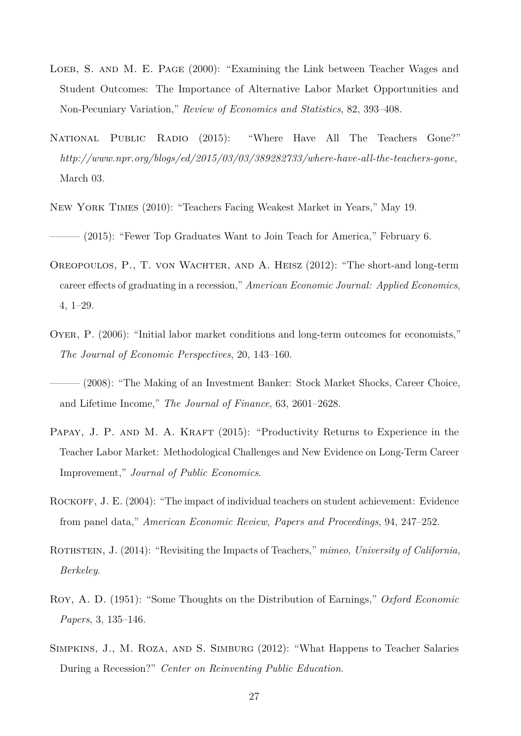Loeb, S. and M. E. Page (2000): "Examining the Link between Teacher Wages and Student Outcomes: The Importance of Alternative Labor Market Opportunities and Non-Pecuniary Variation," *Review of Economics and Statistics*, 82, 393–408.

National Public Radio (2015): "Where Have All The Teachers Gone?" *http://www.npr.org/blogs/ed/2015/03/03/389282733/where-have-all-the-teachers-gone*, March 03.

New York Times (2010): "Teachers Facing Weakest Market in Years," May 19.

——— (2015): "Fewer Top Graduates Want to Join Teach for America," February 6.

Oreopoulos, P., T. von Wachter, and A. Heisz (2012): "The short-and long-term career effects of graduating in a recession," *American Economic Journal: Applied Economics*, 4, 1–29.

Oyer, P. (2006): "Initial labor market conditions and long-term outcomes for economists," *The Journal of Economic Perspectives*, 20, 143–160.

——— (2008): "The Making of an Investment Banker: Stock Market Shocks, Career Choice, and Lifetime Income," *The Journal of Finance*, 63, 2601–2628.

Papay, J. P. and M. A. Kraft (2015): "Productivity Returns to Experience in the Teacher Labor Market: Methodological Challenges and New Evidence on Long-Term Career Improvement," *Journal of Public Economics*.

Rockoff, J. E. (2004): "The impact of individual teachers on student achievement: Evidence from panel data," *American Economic Review, Papers and Proceedings*, 94, 247–252.

Rothstein, J. (2014): "Revisiting the Impacts of Teachers," *mimeo, University of California, Berkeley*.

Roy, A. D. (1951): "Some Thoughts on the Distribution of Earnings," *Oxford Economic Papers*, 3, 135–146.

Simpkins, J., M. Roza, and S. Simburg (2012): "What Happens to Teacher Salaries During a Recession?" *Center on Reinventing Public Education*.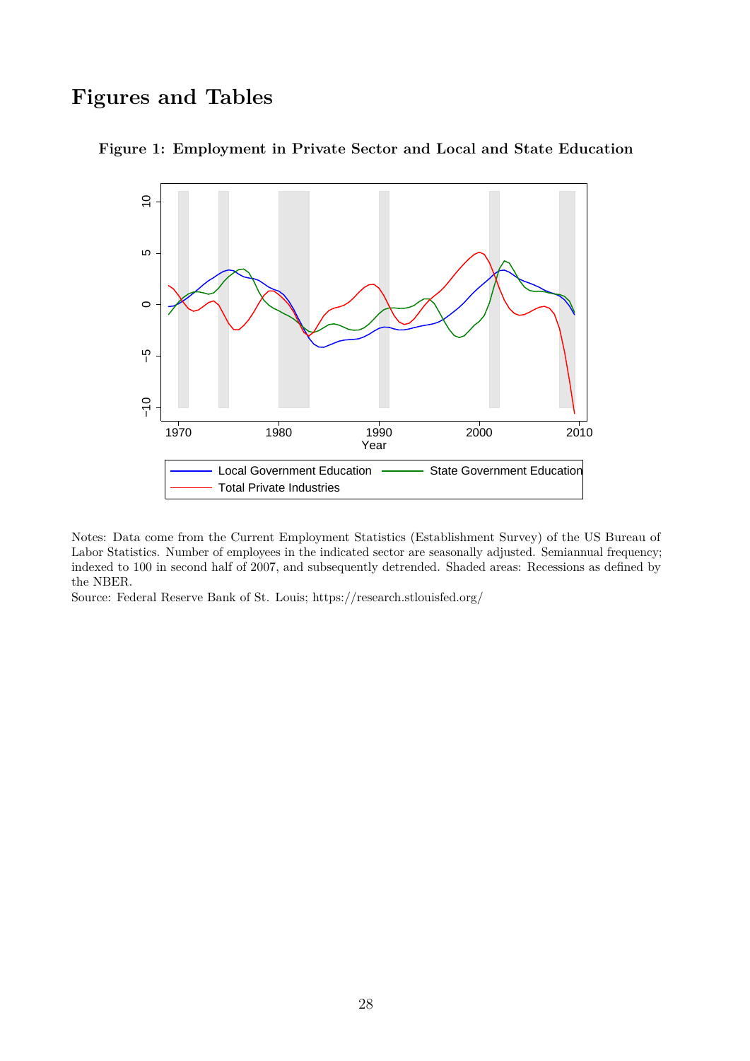# Figures and Tables

**Figure 1: Employment in Private Sector and Local and State Education**

Notes: Data come from the Current Employment Statistics (Establishment Survey) of the US Bureau of Labor Statistics. Number of employees in the indicated sector are seasonally adjusted. Semiannual frequency; indexed to 100 in second half of 2007, and subsequently detrended. Shaded areas: Recessions as defined by the NBER.

Source: Federal Reserve Bank of St. Louis; https://research.stlouisfed.org/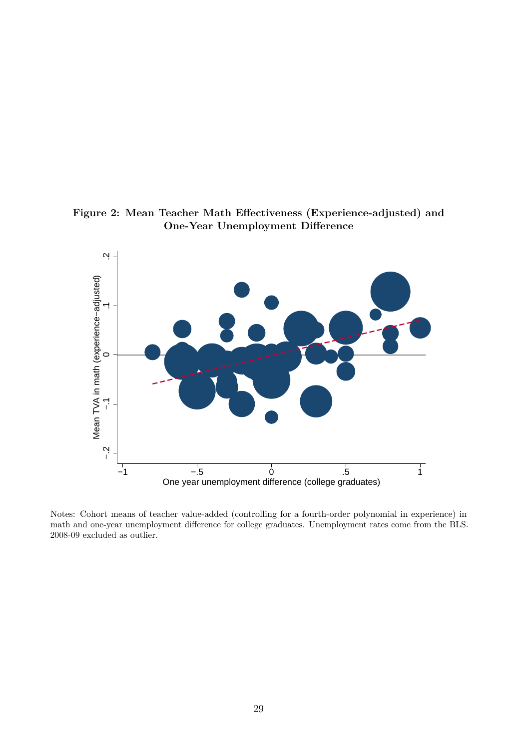**Figure 2: Mean Teacher Math Effectiveness (Experience-adjusted) and One-Year Unemployment Difference**

Notes: Cohort means of teacher value-added (controlling for a fourth-order polynomial in experience) in math and one-year unemployment difference for college graduates. Unemployment rates come from the BLS. 2008-09 excluded as outlier.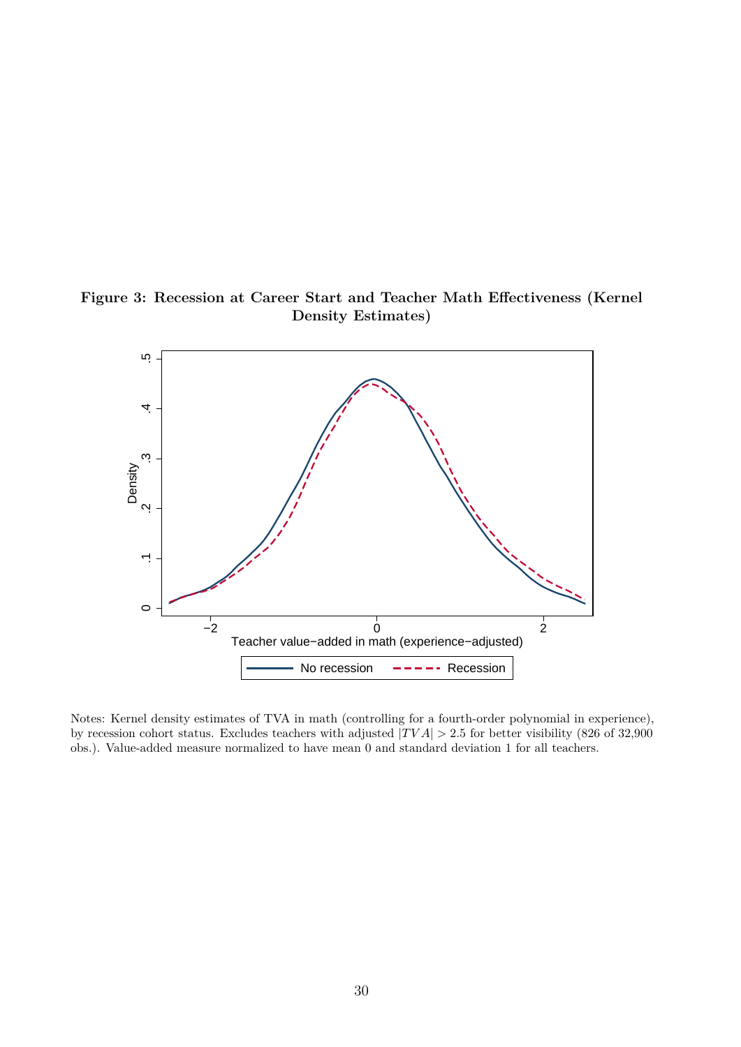**Figure 3: Recession at Career Start and Teacher Math Effectiveness (Kernel Density Estimates)**

Notes: Kernel density estimates of TVA in math (controlling for a fourth-order polynomial in experience), by recession cohort status. Excludes teachers with adjusted $|TVA| > 2.5$ for better visibility (826 of 32,900 obs.). Value-added measure normalized to have mean 0 and standard deviation 1 for all teachers.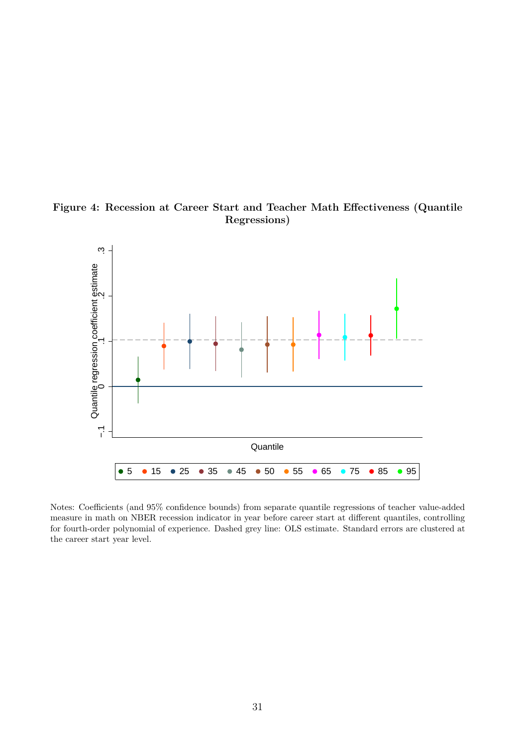**Figure 4: Recession at Career Start and Teacher Math Effectiveness (Quantile Regressions)**

Notes: Coefficients (and 95% confidence bounds) from separate quantile regressions of teacher value-added measure in math on NBER recession indicator in year before career start at different quantiles, controlling for fourth-order polynomial of experience. Dashed grey line: OLS estimate. Standard errors are clustered at the career start year level.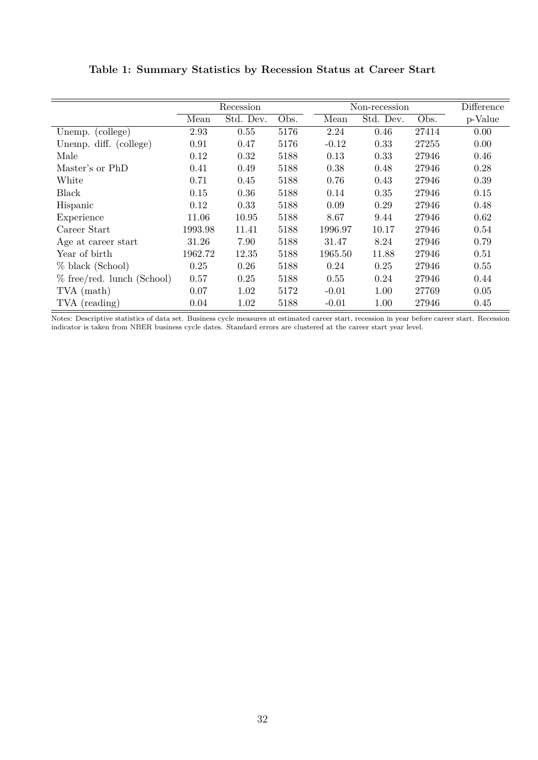**Table 1: Summary Statistics by Recession Status at Career Start**

| | Recession | | | Non-recession | | | Difference |
|---|---|---|---|---|---|---|---|
| | Mean | Std. Dev. | Obs. | Mean | Std. Dev. | Obs. | p-Value |
| Unemp. (college) | 2.93 | 0.55 | 5176 | 2.24 | 0.46 | 27414 | 0.00 |
| Unemp. diff. (college) | 0.91 | 0.47 | 5176 | -0.12 | 0.33 | 27255 | 0.00 |
| Male | 0.12 | 0.32 | 5188 | 0.13 | 0.33 | 27946 | 0.46 |
| Master's or PhD | 0.41 | 0.49 | 5188 | 0.38 | 0.48 | 27946 | 0.28 |
| White | 0.71 | 0.45 | 5188 | 0.76 | 0.43 | 27946 | 0.39 |
| Black | 0.15 | 0.36 | 5188 | 0.14 | 0.35 | 27946 | 0.15 |
| Hispanic | 0.12 | 0.33 | 5188 | 0.09 | 0.29 | 27946 | 0.48 |
| Experience | 11.06 | 10.95 | 5188 | 8.67 | 9.44 | 27946 | 0.62 |
| Career Start | 1993.98 | 11.41 | 5188 | 1996.97 | 10.17 | 27946 | 0.54 |
| Age at career start | 31.26 | 7.90 | 5188 | 31.47 | 8.24 | 27946 | 0.79 |
| Year of birth | 1962.72 | 12.35 | 5188 | 1965.50 | 11.88 | 27946 | 0.51 |
| % black (School) | 0.25 | 0.26 | 5188 | 0.24 | 0.25 | 27946 | 0.55 |
| % free/red. lunch (School) | 0.57 | 0.25 | 5188 | 0.55 | 0.24 | 27946 | 0.44 |
| TVA (math) | 0.07 | 1.02 | 5172 | -0.01 | 1.00 | 27769 | 0.05 |
| TVA (reading) | 0.04 | 1.02 | 5188 | -0.01 | 1.00 | 27946 | 0.45 |

Notes: Descriptive statistics of data set. Business cycle measures at estimated career start, recession in year before career start. Recession indicator is taken from NBER business cycle dates. Standard errors are clustered at the career start year level.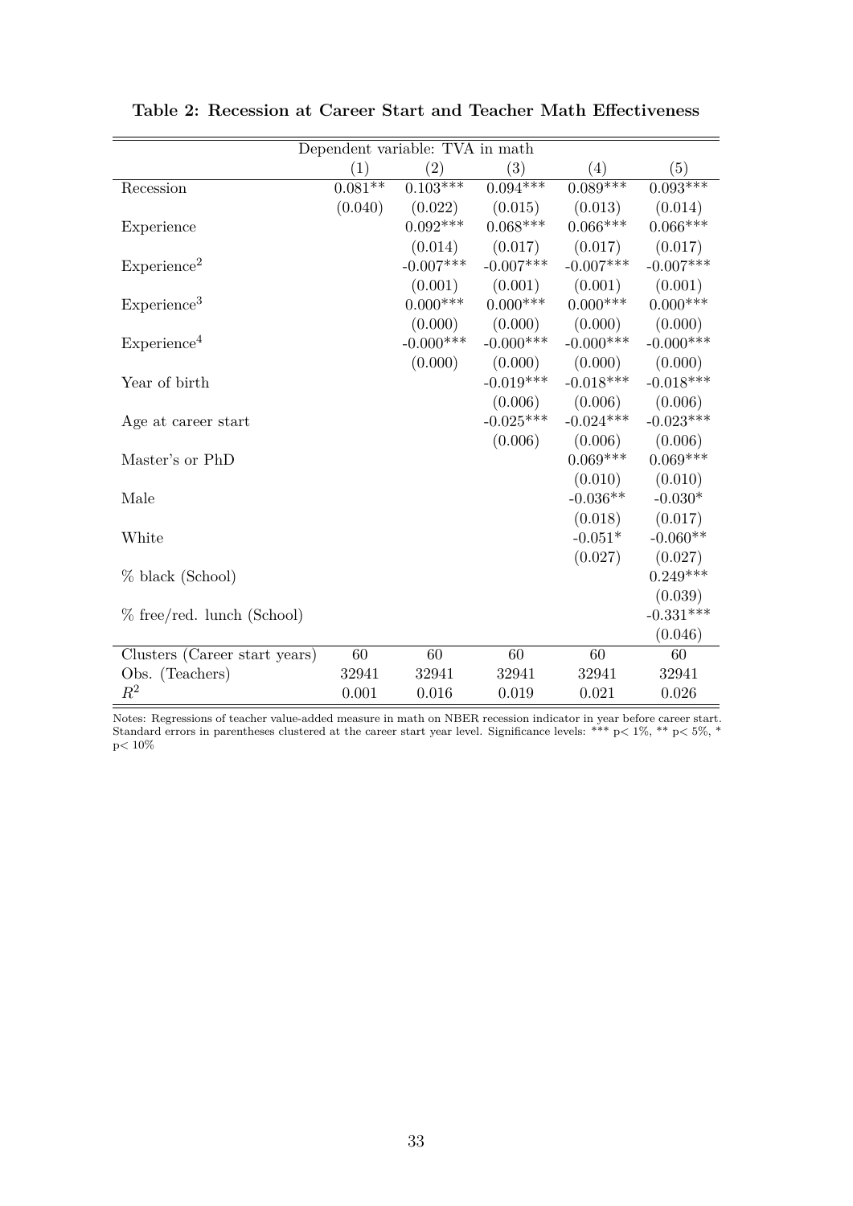**Table 2: Recession at Career Start and Teacher Math Effectiveness**

| Dependent variable: TVA in math | | | | | |
|---|---|---|---|---|---|
| | (1) | (2) | (3) | (4) | (5) |
| Recession | 0.081** | 0.103*** | 0.094*** | 0.089*** | 0.093*** |
| | (0.040) | (0.022) | (0.015) | (0.013) | (0.014) |
| Experience | | 0.092*** | 0.068*** | 0.066*** | 0.066*** |
| | | (0.014) | (0.017) | (0.017) | (0.017) |
| Experience$^2$ | | -0.007*** | -0.007*** | -0.007*** | -0.007*** |
| | | (0.001) | (0.001) | (0.001) | (0.001) |
| Experience$^3$ | | 0.000*** | 0.000*** | 0.000*** | 0.000*** |
| | | (0.000) | (0.000) | (0.000) | (0.000) |
| Experience$^4$ | | -0.000*** | -0.000*** | -0.000*** | -0.000*** |
| | | (0.000) | (0.000) | (0.000) | (0.000) |
| Year of birth | | | -0.019*** | -0.018*** | -0.018*** |
| | | | (0.006) | (0.006) | (0.006) |
| Age at career start | | | -0.025*** | -0.024*** | -0.023*** |
| | | | (0.006) | (0.006) | (0.006) |
| Master's or PhD | | | | 0.069*** | 0.069*** |
| | | | | (0.010) | (0.010) |
| Male | | | | -0.036** | -0.030* |
| | | | | (0.018) | (0.017) |
| White | | | | -0.051* | -0.060** |
| | | | | (0.027) | (0.027) |
| % black (School) | | | | | 0.249*** |
| | | | | | (0.039) |
| % free/red. lunch (School) | | | | | -0.331*** |
| | | | | | (0.046) |
| Clusters (Career start years) | 60 | 60 | 60 | 60 | 60 |
| Obs. (Teachers) | 32941 | 32941 | 32941 | 32941 | 32941 |
| $R^2$ | 0.001 | 0.016 | 0.019 | 0.021 | 0.026 |

Notes: Regressions of teacher value-added measure in math on NBER recession indicator in year before career start. Standard errors in parentheses clustered at the career start year level. Significance levels: *** p< 1%, ** p< 5%, * p< 10%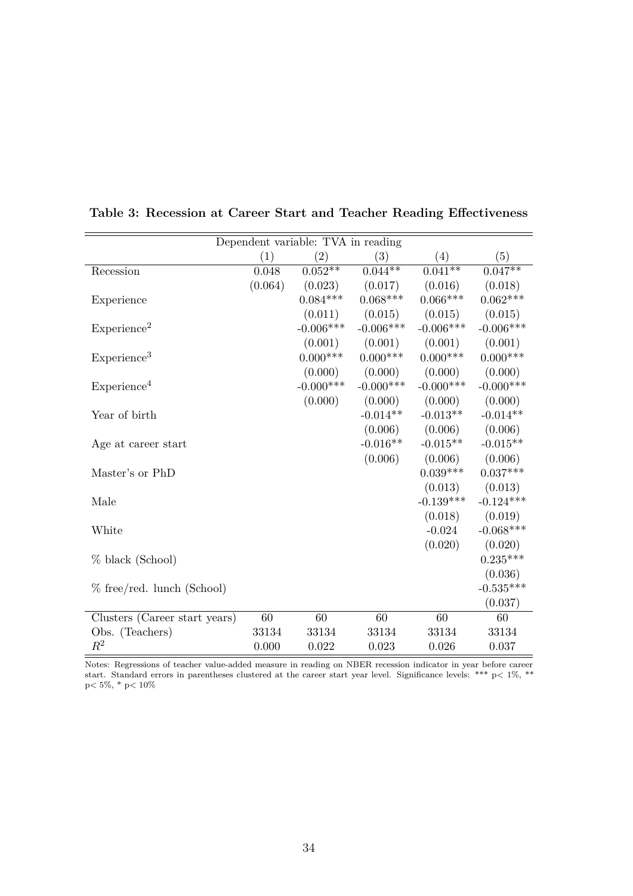**Table 3: Recession at Career Start and Teacher Reading Effectiveness**

| Dependent variable: TVA in reading | (1) | (2) | (3) | (4) | (5) |
|---|---|---|---|---|---|
| Recession | 0.048 | 0.052** | 0.044** | 0.041** | 0.047** |
| | (0.064) | (0.023) | (0.017) | (0.016) | (0.018) |
| Experience | | 0.084*** | 0.068*** | 0.066*** | 0.062*** |
| | | (0.011) | (0.015) | (0.015) | (0.015) |
| Experience$^2$ | | -0.006*** | -0.006*** | -0.006*** | -0.006*** |
| | | (0.001) | (0.001) | (0.001) | (0.001) |
| Experience$^3$ | | 0.000*** | 0.000*** | 0.000*** | 0.000*** |
| | | (0.000) | (0.000) | (0.000) | (0.000) |
| Experience$^4$ | | -0.000*** | -0.000*** | -0.000*** | -0.000*** |
| | | (0.000) | (0.000) | (0.000) | (0.000) |
| Year of birth | | | -0.014** | -0.013** | -0.014** |
| | | | (0.006) | (0.006) | (0.006) |
| Age at career start | | | -0.016** | -0.015** | -0.015** |
| | | | (0.006) | (0.006) | (0.006) |
| Master's or PhD | | | | 0.039*** | 0.037*** |
| | | | | (0.013) | (0.013) |
| Male | | | | -0.139*** | -0.124*** |
| | | | | (0.018) | (0.019) |
| White | | | | -0.024 | -0.068*** |
| | | | | (0.020) | (0.020) |
| % black (School) | | | | | 0.235*** |
| | | | | | (0.036) |
| % free/red. lunch (School) | | | | | -0.535*** |
| | | | | | (0.037) |
| Clusters (Career start years) | 60 | 60 | 60 | 60 | 60 |
| Obs. (Teachers) | 33134 | 33134 | 33134 | 33134 | 33134 |
| $R^2$ | 0.000 | 0.022 | 0.023 | 0.026 | 0.037 |

Notes: Regressions of teacher value-added measure in reading on NBER recession indicator in year before career start. Standard errors in parentheses clustered at the career start year level. Significance levels: *** p< 1%, ** p< 5%, * p< 10%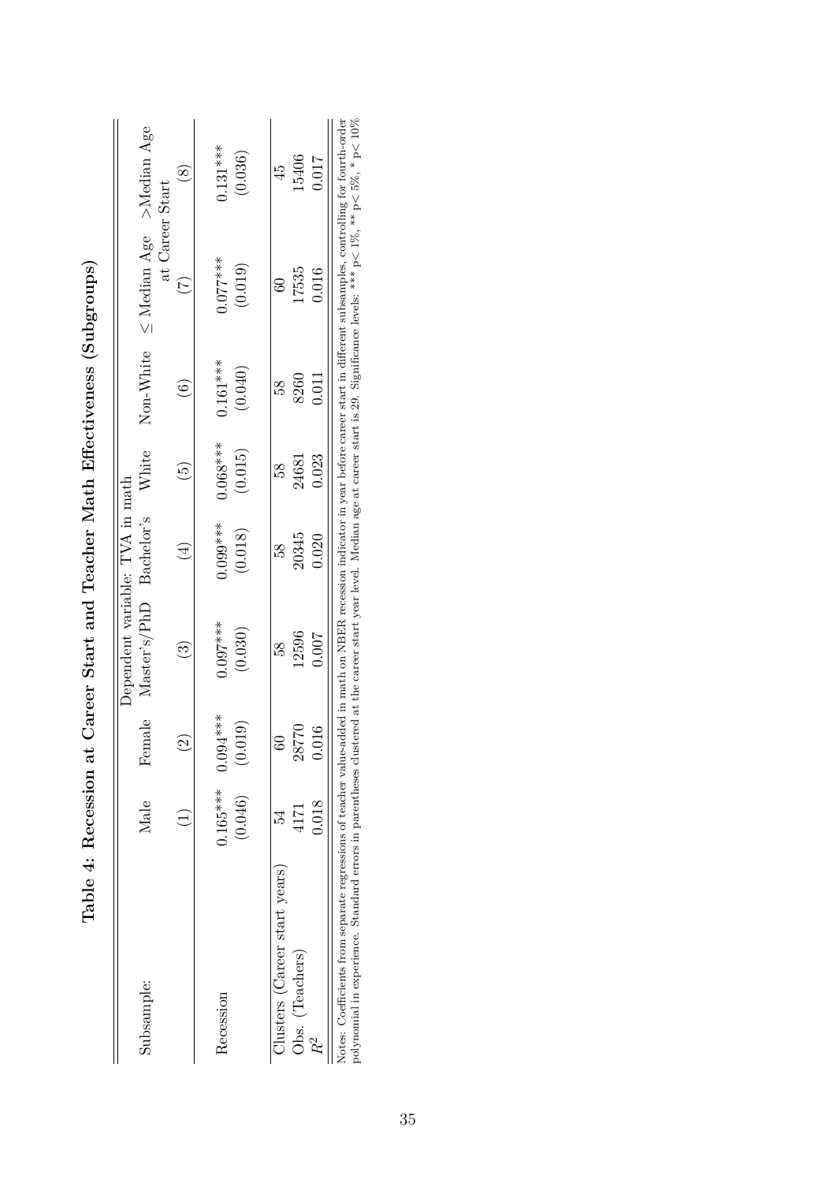**Table 4: Recession at Career Start and Teacher Math Effectiveness (Subgroups)**

| | Dependent variable: TVA in math | | | | | | | |
|---|---|---|---|---|---|---|---|---|
| Subsample: | Male | Female | Master's/PhD | Bachelor's | White | Non-White | ≤ Median Age at Career Start | >Median Age at Career Start |
| | (1) | (2) | (3) | (4) | (5) | (6) | (7) | (8) |
| Recession | 0.165*** | 0.094*** | 0.097*** | 0.099*** | 0.068*** | 0.161*** | 0.077*** | 0.131*** |
| | (0.046) | (0.019) | (0.030) | (0.018) | (0.015) | (0.040) | (0.019) | (0.036) |
| Clusters (Career start years) | 54 | 60 | 58 | 58 | 58 | 58 | 60 | 45 |
| Obs. (Teachers) | 4171 | 28770 | 12596 | 20345 | 24681 | 8260 | 17535 | 15406 |
| $R^2$ | 0.018 | 0.016 | 0.007 | 0.020 | 0.023 | 0.011 | 0.016 | 0.017 |

Notes: Coefficients from separate regressions of teacher value-added in math on NBER recession indicator in year before career start in different subsamples, controlling for fourth-order polynomial in experience. Standard errors in parentheses clustered at the career start year level. Median age at career start is 29. Significance levels: *** p< 1%, ** p< 5%, * p< 10%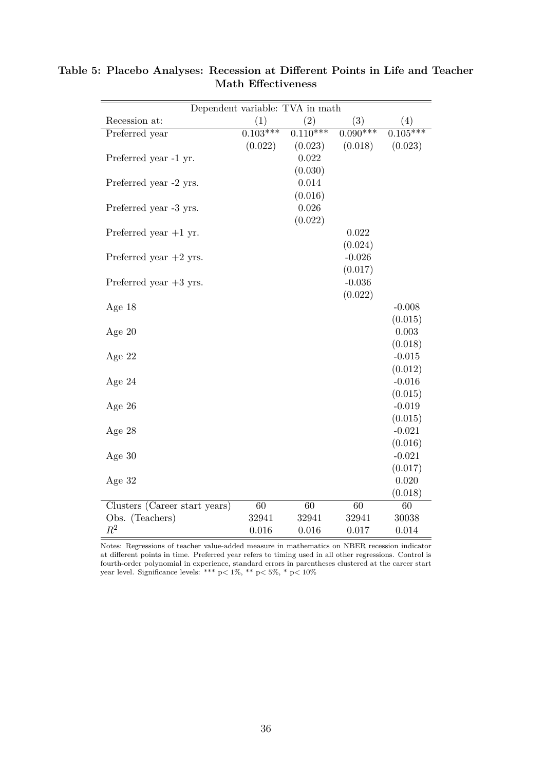**Table 5: Placebo Analyses: Recession at Different Points in Life and Teacher Math Effectiveness**

| Dependent variable: TVA in math | | | | |
|---|---|---|---|---|
| Recession at: | (1) | (2) | (3) | (4) |
| Preferred year | 0.103*** | 0.110*** | 0.090*** | 0.105*** |
| | (0.022) | (0.023) | (0.018) | (0.023) |
| Preferred year -1 yr. | | 0.022 | | |
| | | (0.030) | | |
| Preferred year -2 yrs. | | 0.014 | | |
| | | (0.016) | | |
| Preferred year -3 yrs. | | 0.026 | | |
| | | (0.022) | | |
| Preferred year +1 yr. | | | 0.022 | |
| | | | (0.024) | |
| Preferred year +2 yrs. | | | -0.026 | |
| | | | (0.017) | |
| Preferred year +3 yrs. | | | -0.036 | |
| | | | (0.022) | |
| Age 18 | | | | -0.008 |
| | | | | (0.015) |
| Age 20 | | | | 0.003 |
| | | | | (0.018) |
| Age 22 | | | | -0.015 |
| | | | | (0.012) |
| Age 24 | | | | -0.016 |
| | | | | (0.015) |
| Age 26 | | | | -0.019 |
| | | | | (0.015) |
| Age 28 | | | | -0.021 |
| | | | | (0.016) |
| Age 30 | | | | -0.021 |
| | | | | (0.017) |
| Age 32 | | | | 0.020 |
| | | | | (0.018) |
| Clusters (Career start years) | 60 | 60 | 60 | 60 |
| Obs. (Teachers) | 32941 | 32941 | 32941 | 30038 |
| $R^2$ | 0.016 | 0.016 | 0.017 | 0.014 |

Notes: Regressions of teacher value-added measure in mathematics on NBER recession indicator at different points in time. Preferred year refers to timing used in all other regressions. Control is fourth-order polynomial in experience, standard errors in parentheses clustered at the career start year level. Significance levels: *** p< 1%, ** p< 5%, * p< 10%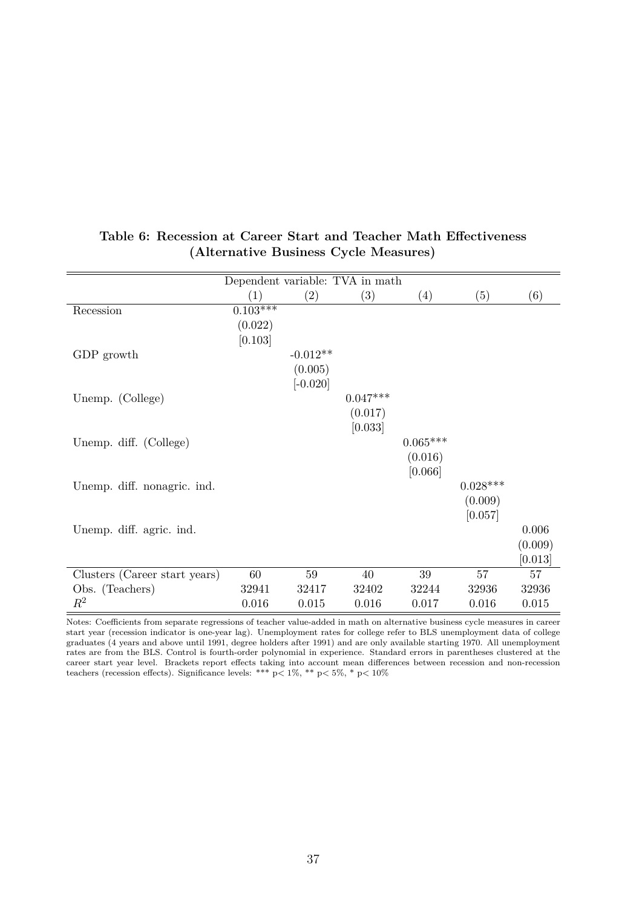**Table 6: Recession at Career Start and Teacher Math Effectiveness (Alternative Business Cycle Measures)**

| | Dependent variable: TVA in math | | | | | |
|---|---|---|---|---|---|---|
| | (1) | (2) | (3) | (4) | (5) | (6) |
| Recession | 0.103*** | | | | | |
| | (0.022) | | | | | |
| | [0.103] | | | | | |
| GDP growth | | -0.012** | | | | |
| | | (0.005) | | | | |
| | | [-0.020] | | | | |
| Unemp. (College) | | | 0.047*** | | | |
| | | | (0.017) | | | |
| | | | [0.033] | | | |
| Unemp. diff. (College) | | | | 0.065*** | | |
| | | | | (0.016) | | |
| | | | | [0.066] | | |
| Unemp. diff. nonagric. ind. | | | | | 0.028*** | |
| | | | | | (0.009) | |
| | | | | | [0.057] | |
| Unemp. diff. agric. ind. | | | | | | 0.006 |
| | | | | | | (0.009) |
| | | | | | | [0.013] |
| Clusters (Career start years) | 60 | 59 | 40 | 39 | 57 | 57 |
| Obs. (Teachers) | 32941 | 32417 | 32402 | 32244 | 32936 | 32936 |
| $R^2$ | 0.016 | 0.015 | 0.016 | 0.017 | 0.016 | 0.015 |

Notes: Coefficients from separate regressions of teacher value-added in math on alternative business cycle measures in career start year (recession indicator is one-year lag). Unemployment rates for college refer to BLS unemployment data of college graduates (4 years and above until 1991, degree holders after 1991) and are only available starting 1970. All unemployment rates are from the BLS. Control is fourth-order polynomial in experience. Standard errors in parentheses clustered at the career start year level. Brackets report effects taking into account mean differences between recession and non-recession teachers (recession effects). Significance levels: *** p< 1%, ** p< 5%, * p< 10%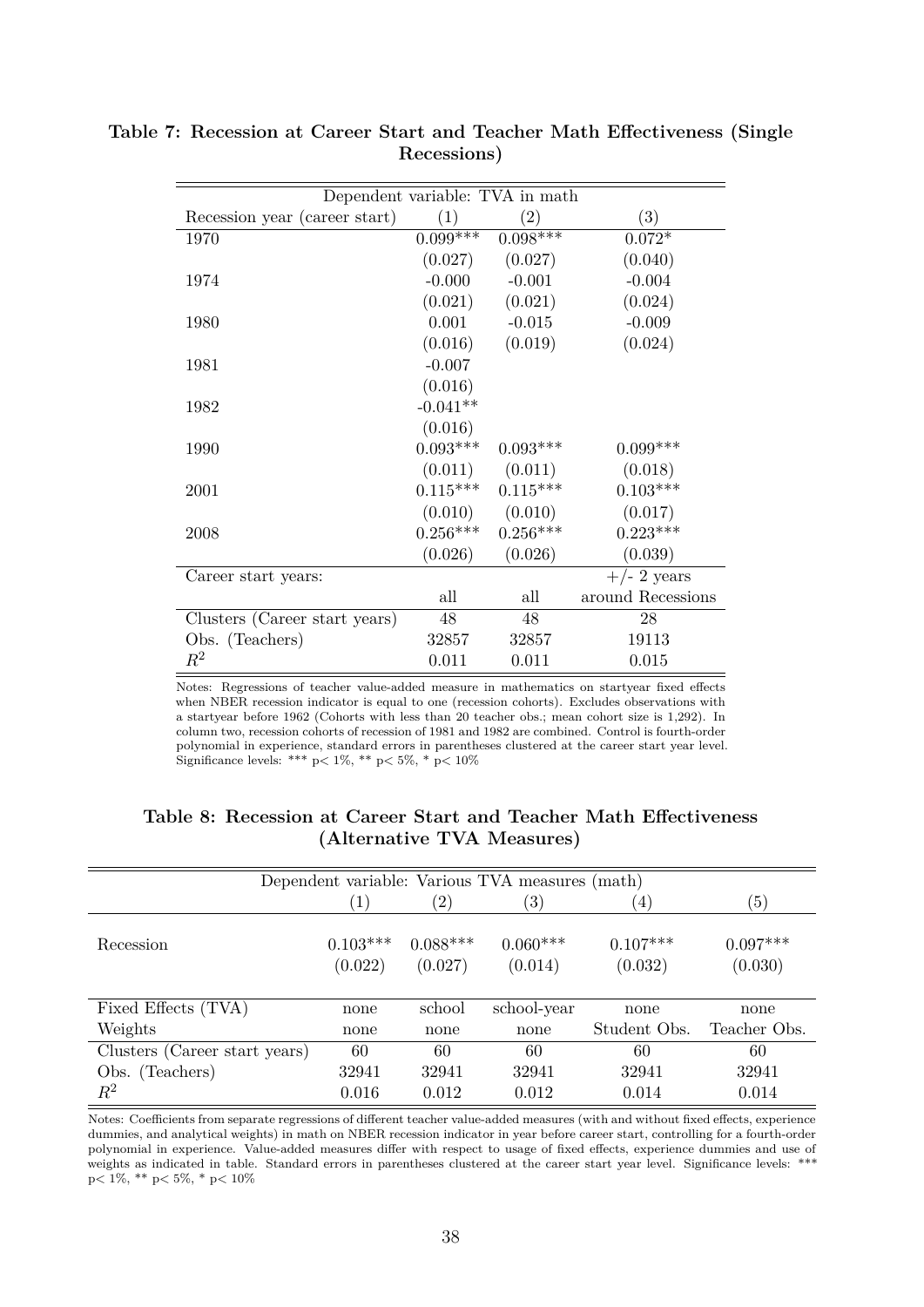**Table 7: Recession at Career Start and Teacher Math Effectiveness (Single Recessions)**

| Dependent variable: TVA in math | | | |
|---|---|---|---|
| Recession year (career start) | (1) | (2) | (3) |
| 1970 | 0.099*** | 0.098*** | 0.072* |
| | (0.027) | (0.027) | (0.040) |
| 1974 | -0.000 | -0.001 | -0.004 |
| | (0.021) | (0.021) | (0.024) |
| 1980 | 0.001 | -0.015 | -0.009 |
| | (0.016) | (0.019) | (0.024) |
| 1981 | -0.007 | | |
| | (0.016) | | |
| 1982 | -0.041** | | |
| | (0.016) | | |
| 1990 | 0.093*** | 0.093*** | 0.099*** |
| | (0.011) | (0.011) | (0.018) |
| 2001 | 0.115*** | 0.115*** | 0.103*** |
| | (0.010) | (0.010) | (0.017) |
| 2008 | 0.256*** | 0.256*** | 0.223*** |
| | (0.026) | (0.026) | (0.039) |
| Career start years: | | | +/- 2 years |
| | all | all | around Recessions |
| Clusters (Career start years) | 48 | 48 | 28 |
| Obs. (Teachers) | 32857 | 32857 | 19113 |
| $R^2$ | 0.011 | 0.011 | 0.015 |

Notes: Regressions of teacher value-added measure in mathematics on startyear fixed effects when NBER recession indicator is equal to one (recession cohorts). Excludes observations with a startyear before 1962 (Cohorts with less than 20 teacher obs.; mean cohort size is 1,292). In column two, recession cohorts of recession of 1981 and 1982 are combined. Control is fourth-order polynomial in experience, standard errors in parentheses clustered at the career start year level. Significance levels: *** p< 1%, ** p< 5%, * p< 10%

**Table 8: Recession at Career Start and Teacher Math Effectiveness (Alternative TVA Measures)**

| Dependent variable: Various TVA measures (math) | | | | | |
|---|---|---|---|---|---|
| | (1) | (2) | (3) | (4) | (5) |
| Recession | 0.103*** | 0.088*** | 0.060*** | 0.107*** | 0.097*** |
| | (0.022) | (0.027) | (0.014) | (0.032) | (0.030) |
| Fixed Effects (TVA) | none | school | school-year | none | none |
| Weights | none | none | none | Student Obs. | Teacher Obs. |
| Clusters (Career start years) | 60 | 60 | 60 | 60 | 60 |
| Obs. (Teachers) | 32941 | 32941 | 32941 | 32941 | 32941 |
| $R^2$ | 0.016 | 0.012 | 0.012 | 0.014 | 0.014 |

Notes: Coefficients from separate regressions of different teacher value-added measures (with and without fixed effects, experience dummies, and analytical weights) in math on NBER recession indicator in year before career start, controlling for a fourth-order polynomial in experience. Value-added measures differ with respect to usage of fixed effects, experience dummies and use of weights as indicated in table. Standard errors in parentheses clustered at the career start year level. Significance levels: *** p< 1%, ** p< 5%, * p< 10%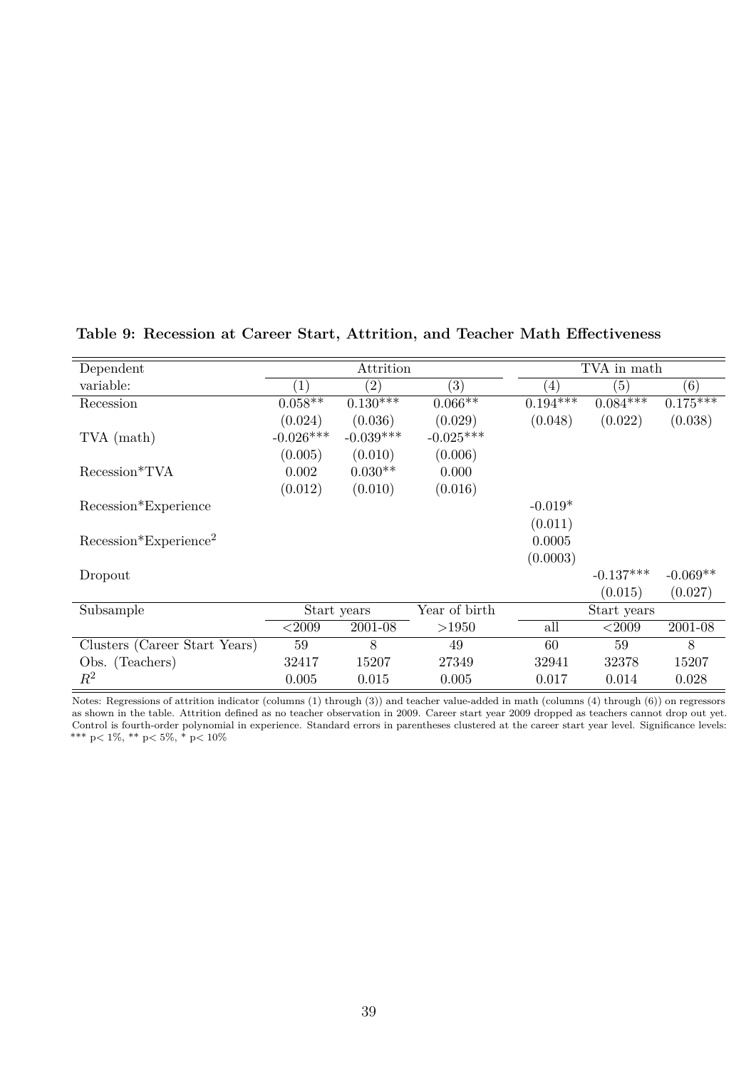**Table 9: Recession at Career Start, Attrition, and Teacher Math Effectiveness**

| Dependent variable: | Attrition (1) | (2) | (3) | TVA in math (4) | (5) | (6) |
|---|---|---|---|---|---|---|
| Recession | 0.058** | 0.130*** | 0.066** | 0.194*** | 0.084*** | 0.175*** |
| | (0.024) | (0.036) | (0.029) | (0.048) | (0.022) | (0.038) |
| TVA (math) | -0.026*** | -0.039*** | -0.025*** | | | |
| | (0.005) | (0.010) | (0.006) | | | |
| Recession*TVA | 0.002 | 0.030** | 0.000 | | | |
| | (0.012) | (0.010) | (0.016) | | | |
| Recession*Experience | | | | -0.019* | | |
| | | | | (0.011) | | |
| Recession*Experience$^2$ | | | | 0.0005 | | |
| | | | | (0.0003) | | |
| Dropout | | | | | -0.137*** | -0.069** |
| | | | | | (0.015) | (0.027) |
| Subsample | Start years | | Year of birth | Start years | | |
| | <2009 | 2001-08 | >1950 | all | <2009 | 2001-08 |
| Clusters (Career Start Years) | 59 | 8 | 49 | 60 | 59 | 8 |
| Obs. (Teachers) | 32417 | 15207 | 27349 | 32941 | 32378 | 15207 |
| $R^2$ | 0.005 | 0.015 | 0.005 | 0.017 | 0.014 | 0.028 |

Notes: Regressions of attrition indicator (columns (1) through (3)) and teacher value-added in math (columns (4) through (6)) on regressors as shown in the table. Attrition defined as no teacher observation in 2009. Career start year 2009 dropped as teachers cannot drop out yet. Control is fourth-order polynomial in experience. Standard errors in parentheses clustered at the career start year level. Significance levels: *** p< 1%, ** p< 5%, * p< 10%